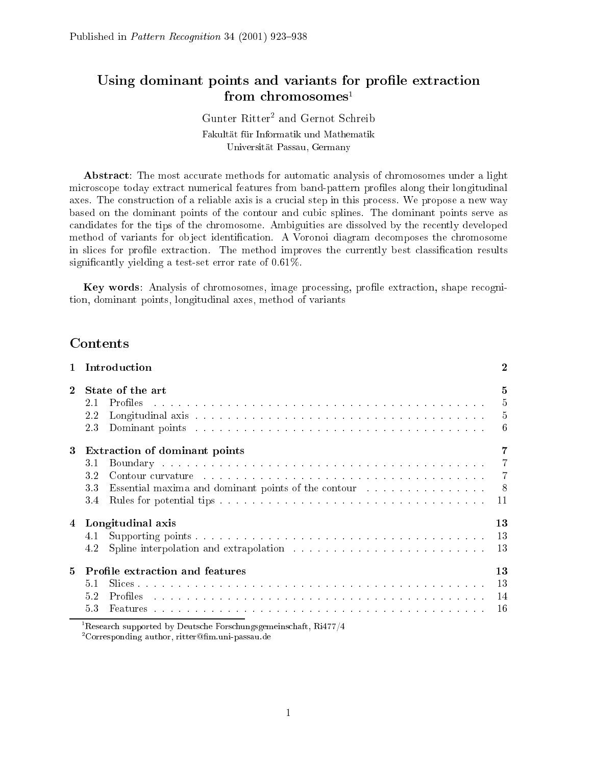Published in *Pattern Recognition* 34 (2001) 923–938

# Using dominant points and variants for profile extraction from chromosomes[1]

Gunter Ritter[2] and Gernot Schreib

Fakultät für Informatik und Mathematik
Universität Passau, Germany

**Abstract**: The most accurate methods for automatic analysis of chromosomes under a light microscope today extract numerical features from band-pattern profiles along their longitudinal axes. The construction of a reliable axis is a crucial step in this process. We propose a new way based on the dominant points of the contour and cubic splines. The dominant points serve as candidates for the tips of the chromosome. Ambiguities are dissolved by the recently developed method of variants for object identification. A Voronoi diagram decomposes the chromosome in slices for profile extraction. The method improves the currently best classification results significantly yielding a test-set error rate of 0.61%.

**Key words**: Analysis of chromosomes, image processing, profile extraction, shape recognition, dominant points, longitudinal axes, method of variants

## Contents

| | | |
|---|---|---|
| **1** | **Introduction** | **2** |
| **2** | **State of the art** | **5** |
| 2.1 | Profiles | 5 |
| 2.2 | Longitudinal axis | 5 |
| 2.3 | Dominant points | 6 |
| **3** | **Extraction of dominant points** | **7** |
| 3.1 | Boundary | 7 |
| 3.2 | Contour curvature | 7 |
| 3.3 | Essential maxima and dominant points of the contour | 8 |
| 3.4 | Rules for potential tips | 11 |
| **4** | **Longitudinal axis** | **13** |
| 4.1 | Supporting points | 13 |
| 4.2 | Spline interpolation and extrapolation | 13 |
| **5** | **Profile extraction and features** | **13** |
| 5.1 | Slices | 13 |
| 5.2 | Profiles | 14 |
| 5.3 | Features | 16 |

[1] Research supported by Deutsche Forschungsgemeinschaft, Ri477/4

[2] Corresponding author, ritter@fim.uni-passau.de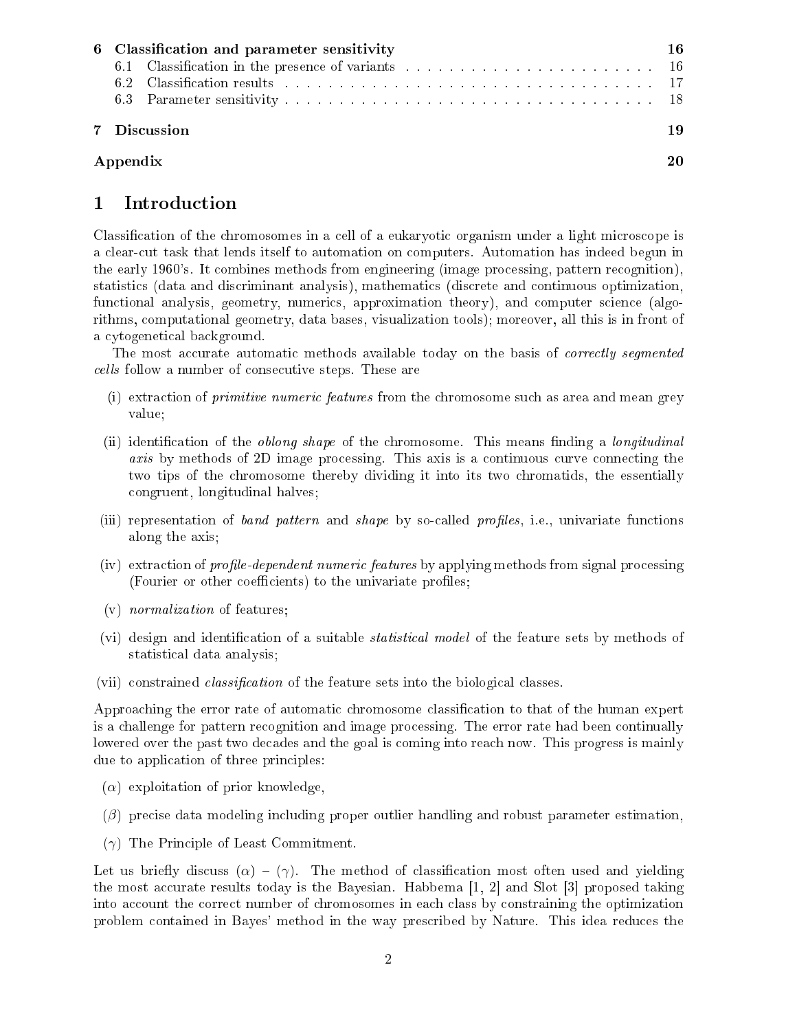| | | |
|---|---|---|
| **6** | **Classification and parameter sensitivity** | **16** |
| 6.1 | Classification in the presence of variants | 16 |
| 6.2 | Classification results | 17 |
| 6.3 | Parameter sensitivity | 18 |
| **7** | **Discussion** | **19** |
| | **Appendix** | **20** |

# 1 Introduction

Classification of the chromosomes in a cell of a eukaryotic organism under a light microscope is a clear-cut task that lends itself to automation on computers. Automation has indeed begun in the early 1960's. It combines methods from engineering (image processing, pattern recognition), statistics (data and discriminant analysis), mathematics (discrete and continuous optimization, functional analysis, geometry, numerics, approximation theory), and computer science (algorithms, computational geometry, data bases, visualization tools); moreover, all this is in front of a cytogenetical background.

The most accurate automatic methods available today on the basis of *correctly segmented cells* follow a number of consecutive steps. These are

(i) extraction of *primitive numeric features* from the chromosome such as area and mean grey value;

(ii) identification of the *oblong shape* of the chromosome. This means finding a *longitudinal axis* by methods of 2D image processing. This axis is a continuous curve connecting the two tips of the chromosome thereby dividing it into its two chromatids, the essentially congruent, longitudinal halves;

(iii) representation of *band pattern* and *shape* by so-called *profiles*, i.e., univariate functions along the axis;

(iv) extraction of *profile-dependent numeric features* by applying methods from signal processing (Fourier or other coefficients) to the univariate profiles;

(v) *normalization* of features;

(vi) design and identification of a suitable *statistical model* of the feature sets by methods of statistical data analysis;

(vii) constrained *classification* of the feature sets into the biological classes.

Approaching the error rate of automatic chromosome classification to that of the human expert is a challenge for pattern recognition and image processing. The error rate had been continually lowered over the past two decades and the goal is coming into reach now. This progress is mainly due to application of three principles:

($\alpha$) exploitation of prior knowledge,

($\beta$) precise data modeling including proper outlier handling and robust parameter estimation,

($\gamma$) The Principle of Least Commitment.

Let us briefly discuss ($\alpha$) – ($\gamma$). The method of classification most often used and yielding the most accurate results today is the Bayesian. Habbema [1, 2] and Slot [3] proposed taking into account the correct number of chromosomes in each class by constraining the optimization problem contained in Bayes' method in the way prescribed by Nature. This idea reduces the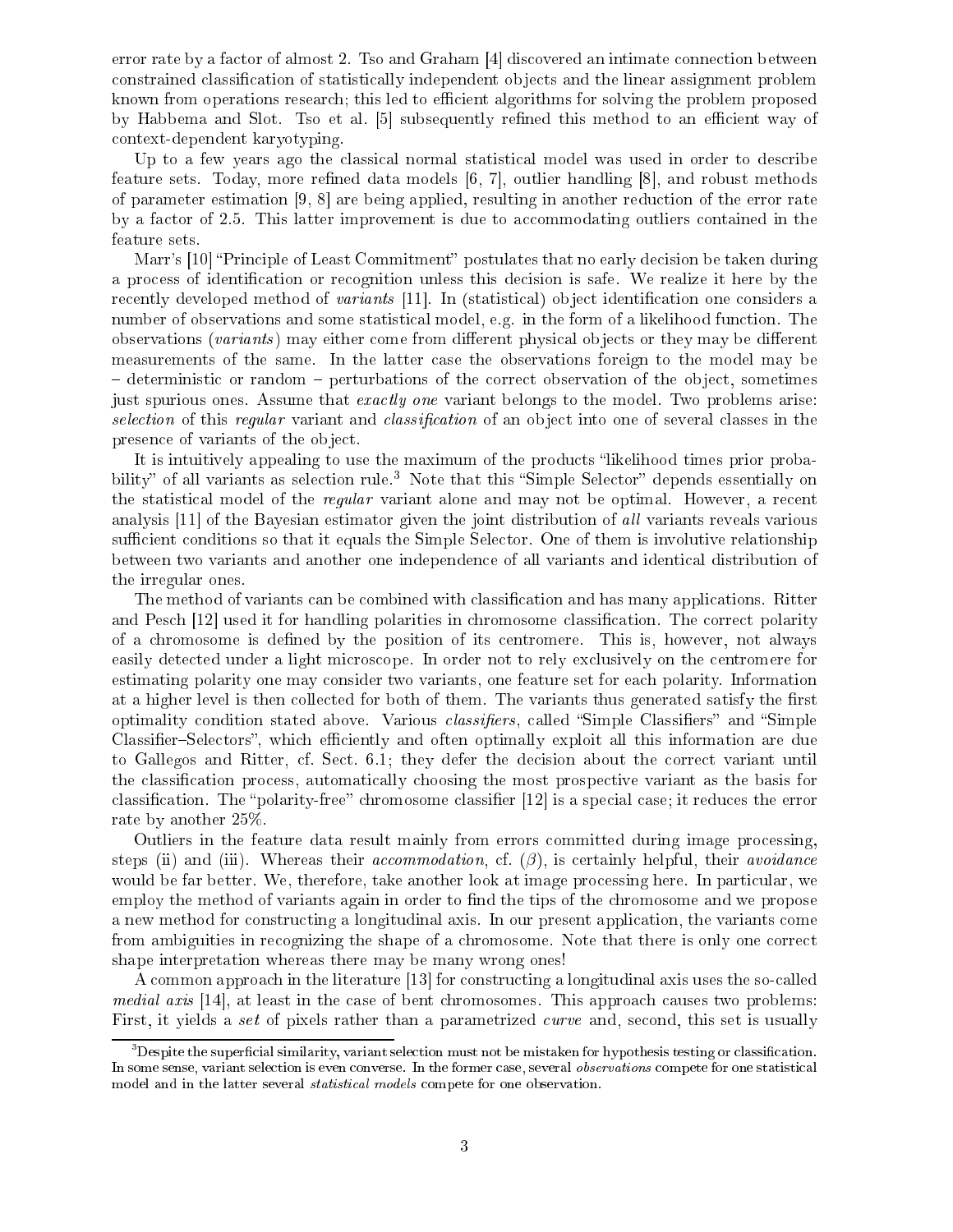error rate by a factor of almost 2. Tso and Graham [4] discovered an intimate connection between constrained classification of statistically independent objects and the linear assignment problem known from operations research; this led to efficient algorithms for solving the problem proposed by Habbema and Slot. Tso et al. [5] subsequently refined this method to an efficient way of context-dependent karyotyping.

Up to a few years ago the classical normal statistical model was used in order to describe feature sets. Today, more refined data models [6, 7], outlier handling [8], and robust methods of parameter estimation [9, 8] are being applied, resulting in another reduction of the error rate by a factor of 2.5. This latter improvement is due to accommodating outliers contained in the feature sets.

Marr's [10] "Principle of Least Commitment" postulates that no early decision be taken during a process of identification or recognition unless this decision is safe. We realize it here by the recently developed method of *variants* [11]. In (statistical) object identification one considers a number of observations and some statistical model, e.g. in the form of a likelihood function. The observations (*variants*) may either come from different physical objects or they may be different measurements of the same. In the latter case the observations foreign to the model may be – deterministic or random – perturbations of the correct observation of the object, sometimes just spurious ones. Assume that *exactly one* variant belongs to the model. Two problems arise: *selection* of this *regular* variant and *classification* of an object into one of several classes in the presence of variants of the object.

It is intuitively appealing to use the maximum of the products "likelihood times prior probability" of all variants as selection rule.[3] Note that this "Simple Selector" depends essentially on the statistical model of the *regular* variant alone and may not be optimal. However, a recent analysis [11] of the Bayesian estimator given the joint distribution of *all* variants reveals various sufficient conditions so that it equals the Simple Selector. One of them is involutive relationship between two variants and another one independence of all variants and identical distribution of the irregular ones.

The method of variants can be combined with classification and has many applications. Ritter and Pesch [12] used it for handling polarities in chromosome classification. The correct polarity of a chromosome is defined by the position of its centromere. This is, however, not always easily detected under a light microscope. In order not to rely exclusively on the centromere for estimating polarity one may consider two variants, one feature set for each polarity. Information at a higher level is then collected for both of them. The variants thus generated satisfy the first optimality condition stated above. Various *classifiers*, called "Simple Classifiers" and "Simple Classifier–Selectors", which efficiently and often optimally exploit all this information are due to Gallegos and Ritter, cf. Sect. 6.1; they defer the decision about the correct variant until the classification process, automatically choosing the most prospective variant as the basis for classification. The "polarity-free" chromosome classifier [12] is a special case; it reduces the error rate by another 25%.

Outliers in the feature data result mainly from errors committed during image processing, steps (ii) and (iii). Whereas their *accommodation*, cf. ($\beta$), is certainly helpful, their *avoidance* would be far better. We, therefore, take another look at image processing here. In particular, we employ the method of variants again in order to find the tips of the chromosome and we propose a new method for constructing a longitudinal axis. In our present application, the variants come from ambiguities in recognizing the shape of a chromosome. Note that there is only one correct shape interpretation whereas there may be many wrong ones!

A common approach in the literature [13] for constructing a longitudinal axis uses the so-called *medial axis* [14], at least in the case of bent chromosomes. This approach causes two problems: First, it yields a *set* of pixels rather than a parametrized *curve* and, second, this set is usually

[3] Despite the superficial similarity, variant selection must not be mistaken for hypothesis testing or classification. In some sense, variant selection is even converse. In the former case, several *observations* compete for one statistical model and in the latter several *statistical models* compete for one observation.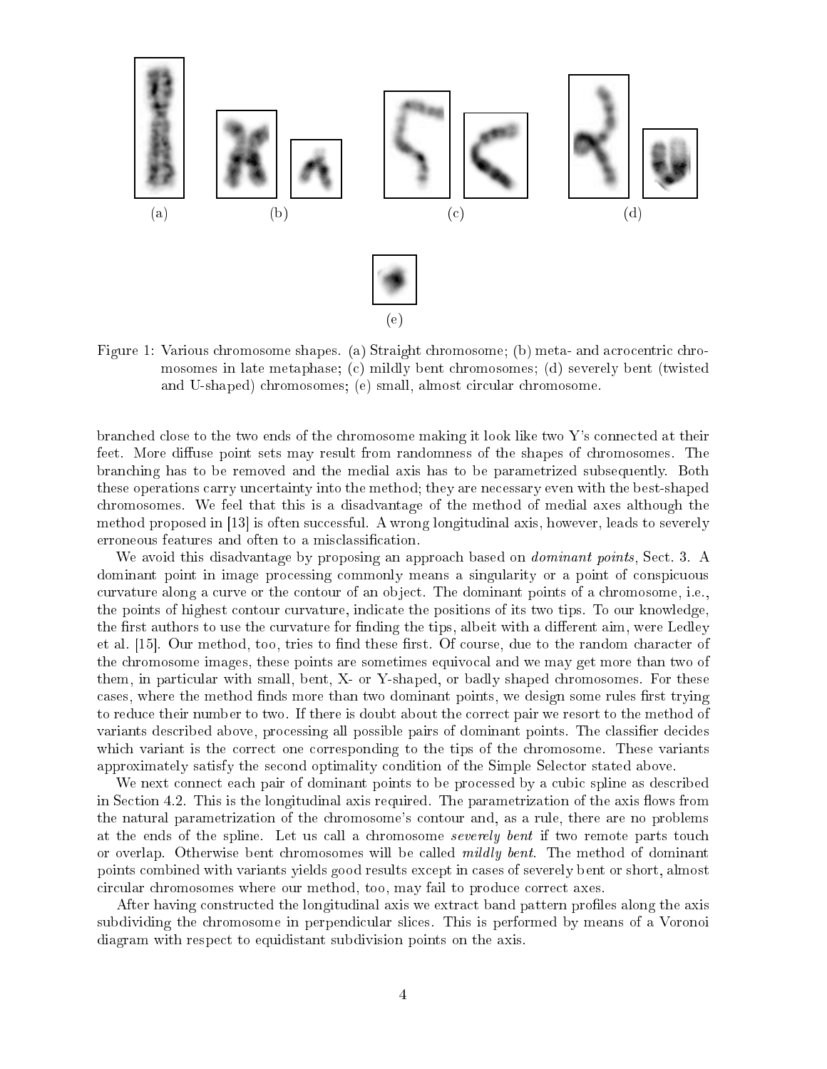Figure 1: Various chromosome shapes. (a) Straight chromosome; (b) meta- and acrocentric chromosomes in late metaphase; (c) mildly bent chromosomes; (d) severely bent (twisted and U-shaped) chromosomes; (e) small, almost circular chromosome.

branched close to the two ends of the chromosome making it look like two Y's connected at their feet. More diffuse point sets may result from randomness of the shapes of chromosomes. The branching has to be removed and the medial axis has to be parametrized subsequently. Both these operations carry uncertainty into the method; they are necessary even with the best-shaped chromosomes. We feel that this is a disadvantage of the method of medial axes although the method proposed in [13] is often successful. A wrong longitudinal axis, however, leads to severely erroneous features and often to a misclassification.

We avoid this disadvantage by proposing an approach based on *dominant points*, Sect. 3. A dominant point in image processing commonly means a singularity or a point of conspicuous curvature along a curve or the contour of an object. The dominant points of a chromosome, i.e., the points of highest contour curvature, indicate the positions of its two tips. To our knowledge, the first authors to use the curvature for finding the tips, albeit with a different aim, were Ledley et al. [15]. Our method, too, tries to find these first. Of course, due to the random character of the chromosome images, these points are sometimes equivocal and we may get more than two of them, in particular with small, bent, X- or Y-shaped, or badly shaped chromosomes. For these cases, where the method finds more than two dominant points, we design some rules first trying to reduce their number to two. If there is doubt about the correct pair we resort to the method of variants described above, processing all possible pairs of dominant points. The classifier decides which variant is the correct one corresponding to the tips of the chromosome. These variants approximately satisfy the second optimality condition of the Simple Selector stated above.

We next connect each pair of dominant points to be processed by a cubic spline as described in Section 4.2. This is the longitudinal axis required. The parametrization of the axis flows from the natural parametrization of the chromosome's contour and, as a rule, there are no problems at the ends of the spline. Let us call a chromosome *severely bent* if two remote parts touch or overlap. Otherwise bent chromosomes will be called *mildly bent*. The method of dominant points combined with variants yields good results except in cases of severely bent or short, almost circular chromosomes where our method, too, may fail to produce correct axes.

After having constructed the longitudinal axis we extract band pattern profiles along the axis subdividing the chromosome in perpendicular slices. This is performed by means of a Voronoi diagram with respect to equidistant subdivision points on the axis.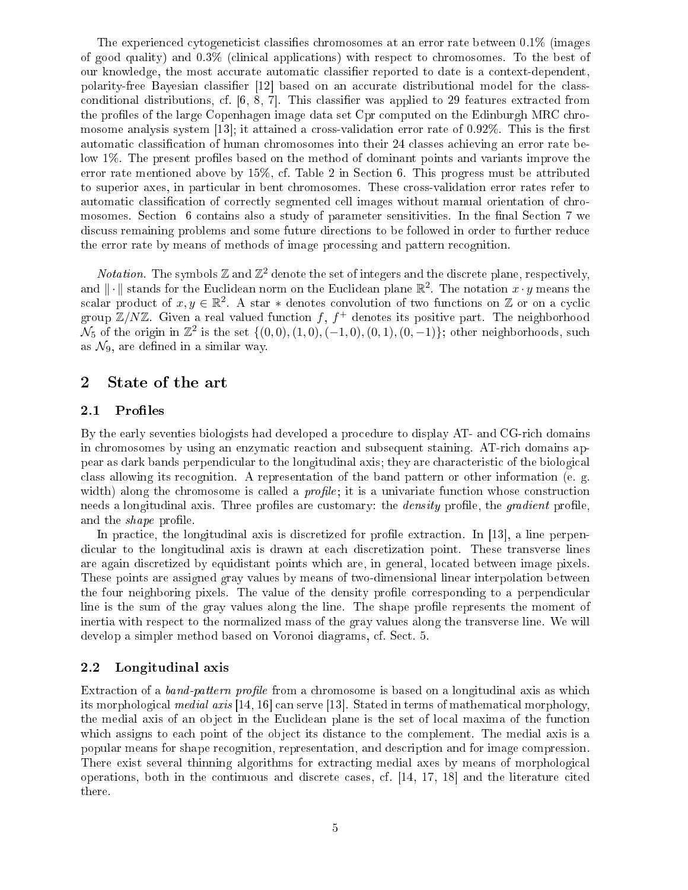The experienced cytogeneticist classifies chromosomes at an error rate between 0.1% (images of good quality) and 0.3% (clinical applications) with respect to chromosomes. To the best of our knowledge, the most accurate automatic classifier reported to date is a context-dependent, polarity-free Bayesian classifier [12] based on an accurate distributional model for the class-conditional distributions, cf. [6, 8, 7]. This classifier was applied to 29 features extracted from the profiles of the large Copenhagen image data set Cpr computed on the Edinburgh MRC chromosome analysis system [13]; it attained a cross-validation error rate of 0.92%. This is the first automatic classification of human chromosomes into their 24 classes achieving an error rate below 1%. The present profiles based on the method of dominant points and variants improve the error rate mentioned above by 15%, cf. Table 2 in Section 6. This progress must be attributed to superior axes, in particular in bent chromosomes. These cross-validation error rates refer to automatic classification of correctly segmented cell images without manual orientation of chromosomes. Section 6 contains also a study of parameter sensitivities. In the final Section 7 we discuss remaining problems and some future directions to be followed in order to further reduce the error rate by means of methods of image processing and pattern recognition.

*Notation.* The symbols $\mathbb{Z}$ and $\mathbb{Z}^2$ denote the set of integers and the discrete plane, respectively, and $\|\cdot\|$ stands for the Euclidean norm on the Euclidean plane $\mathbb{R}^2$. The notation $x \cdot y$ means the scalar product of $x, y \in \mathbb{R}^2$. A star $*$ denotes convolution of two functions on $\mathbb{Z}$ or on a cyclic group $\mathbb{Z}/N\mathbb{Z}$. Given a real valued function $f$, $f^+$ denotes its positive part. The neighborhood $\mathcal{N}_5$ of the origin in $\mathbb{Z}^2$ is the set $\{(0,0), (1,0), (-1,0), (0,1), (0,-1)\}$; other neighborhoods, such as $\mathcal{N}_9$, are defined in a similar way.

# 2 State of the art

## 2.1 Profiles

By the early seventies biologists had developed a procedure to display AT- and CG-rich domains in chromosomes by using an enzymatic reaction and subsequent staining. AT-rich domains appear as dark bands perpendicular to the longitudinal axis; they are characteristic of the biological class allowing its recognition. A representation of the band pattern or other information (e. g. width) along the chromosome is called a *profile*; it is a univariate function whose construction needs a longitudinal axis. Three profiles are customary: the *density* profile, the *gradient* profile, and the *shape* profile.

In practice, the longitudinal axis is discretized for profile extraction. In [13], a line perpendicular to the longitudinal axis is drawn at each discretization point. These transverse lines are again discretized by equidistant points which are, in general, located between image pixels. These points are assigned gray values by means of two-dimensional linear interpolation between the four neighboring pixels. The value of the density profile corresponding to a perpendicular line is the sum of the gray values along the line. The shape profile represents the moment of inertia with respect to the normalized mass of the gray values along the transverse line. We will develop a simpler method based on Voronoi diagrams, cf. Sect. 5.

## 2.2 Longitudinal axis

Extraction of a *band-pattern profile* from a chromosome is based on a longitudinal axis as which its morphological *medial axis* [14, 16] can serve [13]. Stated in terms of mathematical morphology, the medial axis of an object in the Euclidean plane is the set of local maxima of the function which assigns to each point of the object its distance to the complement. The medial axis is a popular means for shape recognition, representation, and description and for image compression. There exist several thinning algorithms for extracting medial axes by means of morphological operations, both in the continuous and discrete cases, cf. [14, 17, 18] and the literature cited there.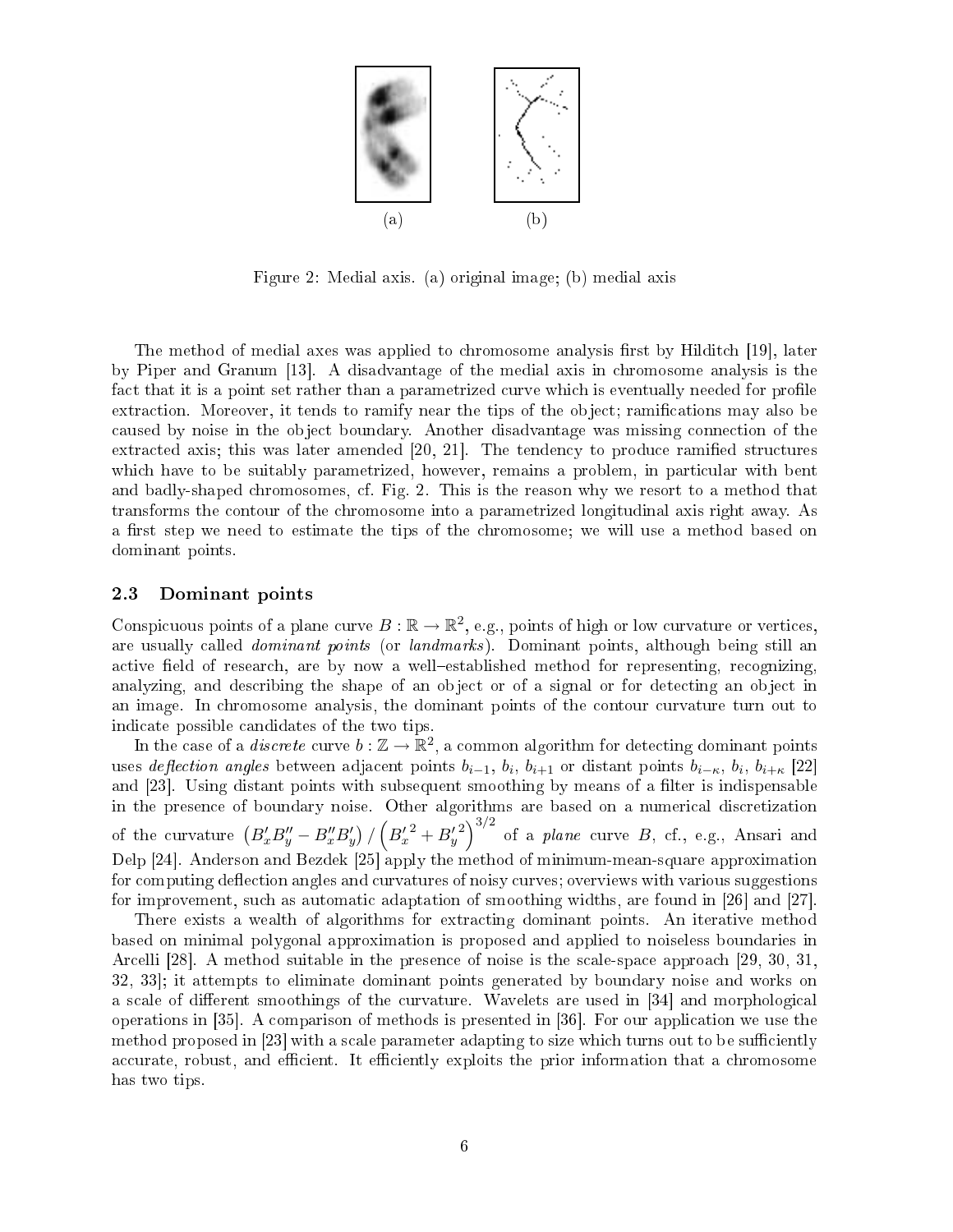(a) (b)

Figure 2: Medial axis. (a) original image; (b) medial axis

The method of medial axes was applied to chromosome analysis first by Hilditch [19], later by Piper and Granum [13]. A disadvantage of the medial axis in chromosome analysis is the fact that it is a point set rather than a parametrized curve which is eventually needed for profile extraction. Moreover, it tends to ramify near the tips of the object; ramifications may also be caused by noise in the object boundary. Another disadvantage was missing connection of the extracted axis; this was later amended [20, 21]. The tendency to produce ramified structures which have to be suitably parametrized, however, remains a problem, in particular with bent and badly-shaped chromosomes, cf. Fig. 2. This is the reason why we resort to a method that transforms the contour of the chromosome into a parametrized longitudinal axis right away. As a first step we need to estimate the tips of the chromosome; we will use a method based on dominant points.

### 2.3 Dominant points

Conspicuous points of a plane curve $B : \mathbb{R} \to \mathbb{R}^2$, e.g., points of high or low curvature or vertices, are usually called *dominant points* (or *landmarks*). Dominant points, although being still an active field of research, are by now a well–established method for representing, recognizing, analyzing, and describing the shape of an object or of a signal or for detecting an object in an image. In chromosome analysis, the dominant points of the contour curvature turn out to indicate possible candidates of the two tips.

In the case of a *discrete* curve $b : \mathbb{Z} \to \mathbb{R}^2$, a common algorithm for detecting dominant points uses *deflection angles* between adjacent points $b_{i-1}$, $b_i$, $b_{i+1}$ or distant points $b_{i-\kappa}$, $b_i$, $b_{i+\kappa}$ [22] and [23]. Using distant points with subsequent smoothing by means of a filter is indispensable in the presence of boundary noise. Other algorithms are based on a numerical discretization of the curvature $\left(B_x' B_y'' - B_x'' B_y'\right) / \left({B_x'}^2 + {B_y'}^2\right)^{3/2}$ of a *plane* curve $B$, cf., e.g., Ansari and Delp [24]. Anderson and Bezdek [25] apply the method of minimum-mean-square approximation for computing deflection angles and curvatures of noisy curves; overviews with various suggestions for improvement, such as automatic adaptation of smoothing widths, are found in [26] and [27].

There exists a wealth of algorithms for extracting dominant points. An iterative method based on minimal polygonal approximation is proposed and applied to noiseless boundaries in Arcelli [28]. A method suitable in the presence of noise is the scale-space approach [29, 30, 31, 32, 33]; it attempts to eliminate dominant points generated by boundary noise and works on a scale of different smoothings of the curvature. Wavelets are used in [34] and morphological operations in [35]. A comparison of methods is presented in [36]. For our application we use the method proposed in [23] with a scale parameter adapting to size which turns out to be sufficiently accurate, robust, and efficient. It efficiently exploits the prior information that a chromosome has two tips.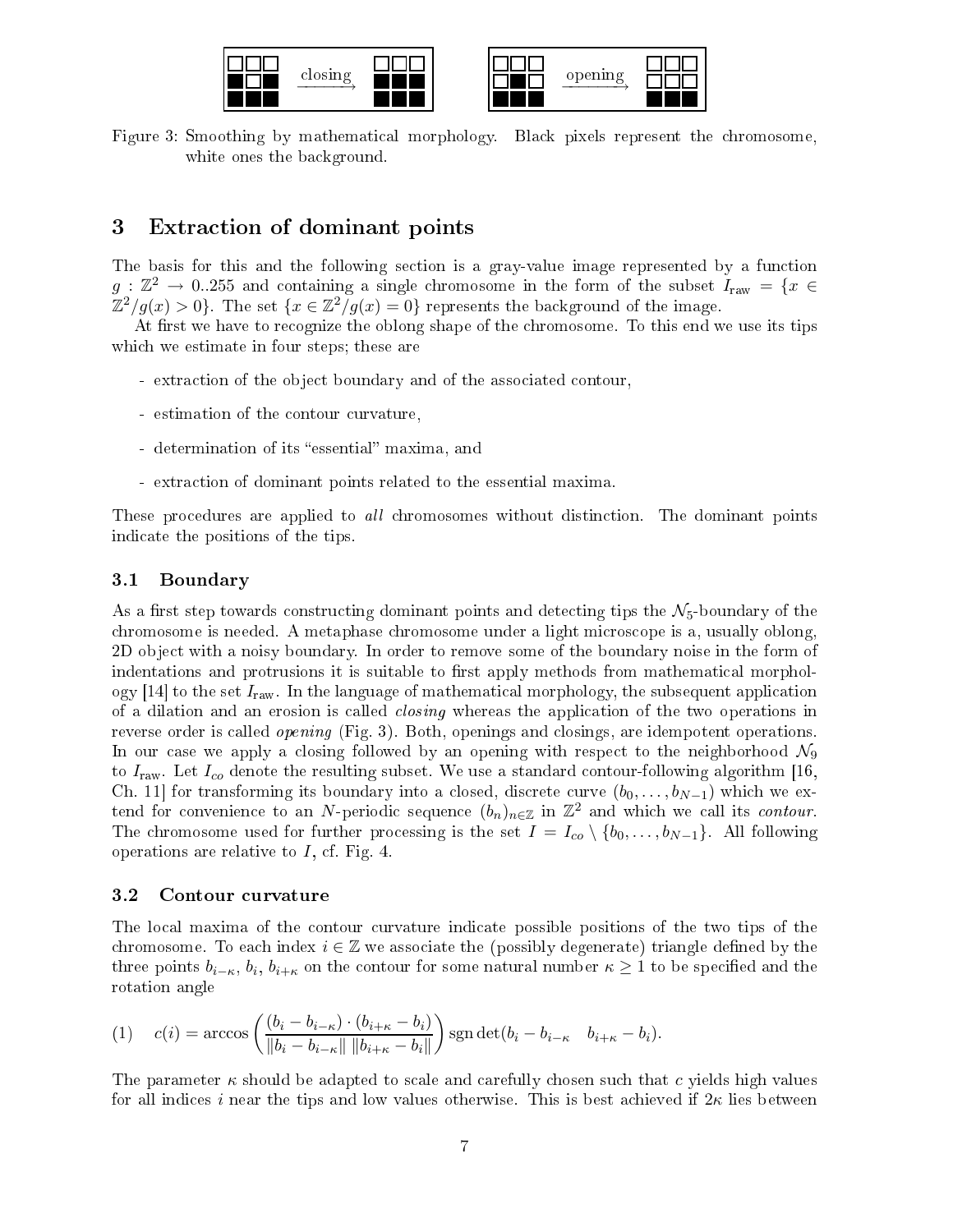Figure 3: Smoothing by mathematical morphology. Black pixels represent the chromosome, white ones the background.

## 3 Extraction of dominant points

The basis for this and the following section is a gray-value image represented by a function $g : \mathbb{Z}^2 \to 0..255$ and containing a single chromosome in the form of the subset $I_{\text{raw}} = \{x \in \mathbb{Z}^2 / g(x) > 0\}$. The set $\{x \in \mathbb{Z}^2 / g(x) = 0\}$ represents the background of the image.

At first we have to recognize the oblong shape of the chromosome. To this end we use its tips which we estimate in four steps; these are

- extraction of the object boundary and of the associated contour,
- estimation of the contour curvature,
- determination of its "essential" maxima, and
- extraction of dominant points related to the essential maxima.

These procedures are applied to *all* chromosomes without distinction. The dominant points indicate the positions of the tips.

### 3.1 Boundary

As a first step towards constructing dominant points and detecting tips the $\mathcal{N}_5$-boundary of the chromosome is needed. A metaphase chromosome under a light microscope is a, usually oblong, 2D object with a noisy boundary. In order to remove some of the boundary noise in the form of indentations and protrusions it is suitable to first apply methods from mathematical morphology [14] to the set $I_{\text{raw}}$. In the language of mathematical morphology, the subsequent application of a dilation and an erosion is called *closing* whereas the application of the two operations in reverse order is called *opening* (Fig. 3). Both, openings and closings, are idempotent operations. In our case we apply a closing followed by an opening with respect to the neighborhood $\mathcal{N}_9$ to $I_{\text{raw}}$. Let $I_{co}$ denote the resulting subset. We use a standard contour-following algorithm [16, Ch. 11] for transforming its boundary into a closed, discrete curve $(b_0, \ldots, b_{N-1})$ which we extend for convenience to an $N$-periodic sequence $(b_n)_{n \in \mathbb{Z}}$ in $\mathbb{Z}^2$ and which we call its *contour*. The chromosome used for further processing is the set $I = I_{co} \setminus \{b_0, \ldots, b_{N-1}\}$. All following operations are relative to $I$, cf. Fig. 4.

### 3.2 Contour curvature

The local maxima of the contour curvature indicate possible positions of the two tips of the chromosome. To each index $i \in \mathbb{Z}$ we associate the (possibly degenerate) triangle defined by the three points $b_{i-\kappa}$, $b_i$, $b_{i+\kappa}$ on the contour for some natural number $\kappa \geq 1$ to be specified and the rotation angle

$$(1) \quad c(i) = \arccos\left(\frac{(b_i - b_{i-\kappa}) \cdot (b_{i+\kappa} - b_i)}{\|b_i - b_{i-\kappa}\| \, \|b_{i+\kappa} - b_i\|}\right) \operatorname{sgn}\det(b_i - b_{i-\kappa} \quad b_{i+\kappa} - b_i).$$

The parameter $\kappa$ should be adapted to scale and carefully chosen such that $c$ yields high values for all indices $i$ near the tips and low values otherwise. This is best achieved if $2\kappa$ lies between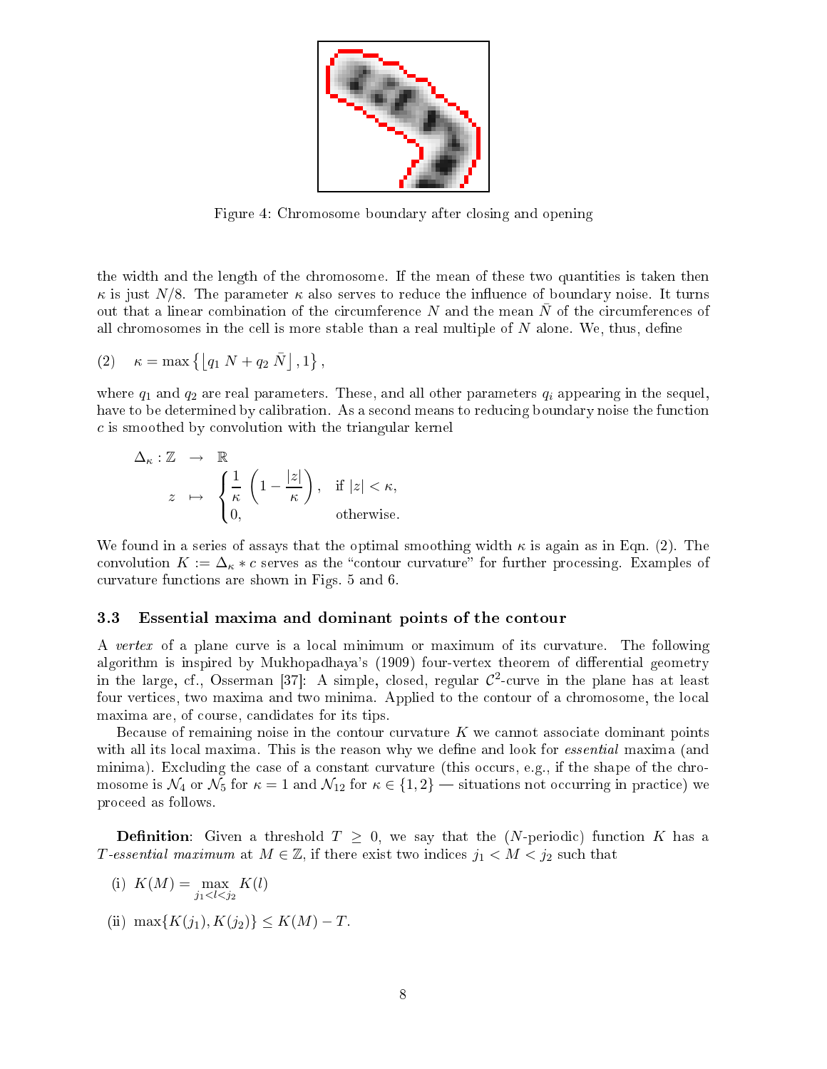Figure 4: Chromosome boundary after closing and opening

the width and the length of the chromosome. If the mean of these two quantities is taken then $\kappa$ is just $N/8$. The parameter $\kappa$ also serves to reduce the influence of boundary noise. It turns out that a linear combination of the circumference $N$ and the mean $\bar{N}$ of the circumferences of all chromosomes in the cell is more stable than a real multiple of $N$ alone. We, thus, define

$$\kappa = \max\left\{\left\lfloor q_1\, N + q_2\, \bar{N}\right\rfloor, 1\right\}, \tag{2}$$

where $q_1$ and $q_2$ are real parameters. These, and all other parameters $q_i$ appearing in the sequel, have to be determined by calibration. As a second means to reducing boundary noise the function $c$ is smoothed by convolution with the triangular kernel

$$\begin{aligned} \Delta_\kappa : \mathbb{Z} &\rightarrow \mathbb{R} \\ z &\mapsto \begin{cases} \dfrac{1}{\kappa}\left(1 - \dfrac{|z|}{\kappa}\right), & \text{if } |z| < \kappa, \\ 0, & \text{otherwise.} \end{cases} \end{aligned}$$

We found in a series of assays that the optimal smoothing width $\kappa$ is again as in Eqn. (2). The convolution $K := \Delta_\kappa * c$ serves as the "contour curvature" for further processing. Examples of curvature functions are shown in Figs. 5 and 6.

### 3.3 Essential maxima and dominant points of the contour

A *vertex* of a plane curve is a local minimum or maximum of its curvature. The following algorithm is inspired by Mukhopadhaya's (1909) four-vertex theorem of differential geometry in the large, cf., Osserman [37]: A simple, closed, regular $\mathcal{C}^2$-curve in the plane has at least four vertices, two maxima and two minima. Applied to the contour of a chromosome, the local maxima are, of course, candidates for its tips.

Because of remaining noise in the contour curvature $K$ we cannot associate dominant points with all its local maxima. This is the reason why we define and look for *essential* maxima (and minima). Excluding the case of a constant curvature (this occurs, e.g., if the shape of the chromosome is $\mathcal{N}_4$ or $\mathcal{N}_5$ for $\kappa = 1$ and $\mathcal{N}_{12}$ for $\kappa \in \{1, 2\}$ — situations not occurring in practice) we proceed as follows.

**Definition**: Given a threshold $T \geq 0$, we say that the ($N$-periodic) function $K$ has a *$T$-essential maximum* at $M \in \mathbb{Z}$, if there exist two indices $j_1 < M < j_2$ such that

(i) $K(M) = \max\limits_{j_1 < l < j_2} K(l)$

(ii) $\max\{K(j_1), K(j_2)\} \leq K(M) - T$.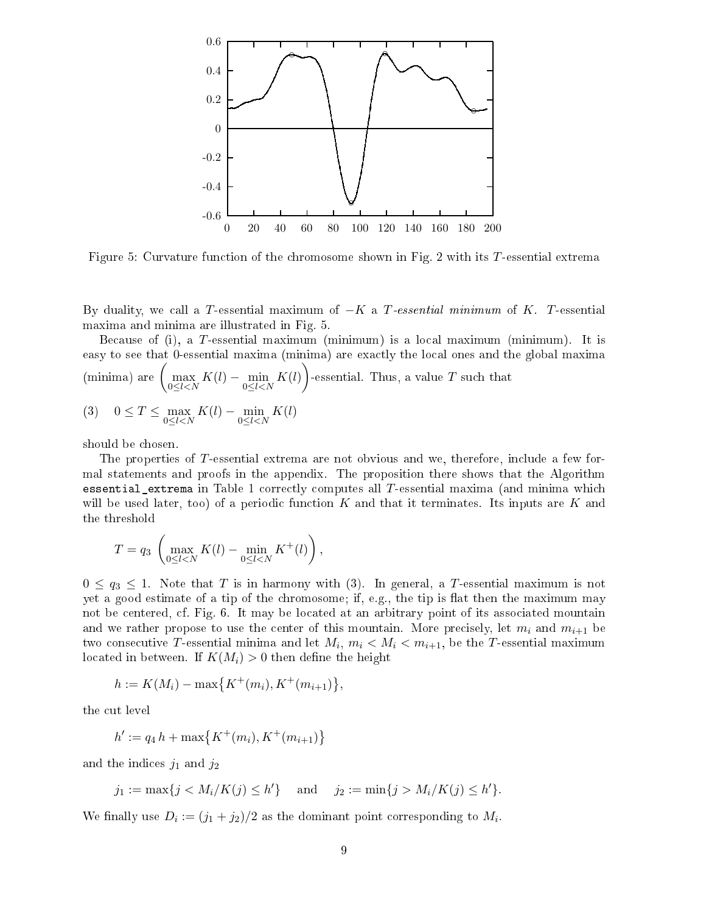Figure 5: Curvature function of the chromosome shown in Fig. 2 with its $T$-essential extrema

By duality, we call a $T$-essential maximum of $-K$ a *$T$-essential minimum* of $K$. $T$-essential maxima and minima are illustrated in Fig. 5.

Because of (i), a $T$-essential maximum (minimum) is a local maximum (minimum). It is easy to see that 0-essential maxima (minima) are exactly the local ones and the global maxima (minima) are $\left(\max_{0 \le l < N} K(l) - \min_{0 \le l < N} K(l)\right)$-essential. Thus, a value $T$ such that

$$(3) \quad 0 \le T \le \max_{0 \le l < N} K(l) - \min_{0 \le l < N} K(l)$$

should be chosen.

The properties of $T$-essential extrema are not obvious and we, therefore, include a few formal statements and proofs in the appendix. The proposition there shows that the Algorithm `essential_extrema` in Table 1 correctly computes all $T$-essential maxima (and minima which will be used later, too) of a periodic function $K$ and that it terminates. Its inputs are $K$ and the threshold

$$T = q_3 \left(\max_{0 \le l < N} K(l) - \min_{0 \le l < N} K^+(l)\right),$$

$0 \le q_3 \le 1$. Note that $T$ is in harmony with (3). In general, a $T$-essential maximum is not yet a good estimate of a tip of the chromosome; if, e.g., the tip is flat then the maximum may not be centered, cf. Fig. 6. It may be located at an arbitrary point of its associated mountain and we rather propose to use the center of this mountain. More precisely, let $m_i$ and $m_{i+1}$ be two consecutive $T$-essential minima and let $M_i$, $m_i < M_i < m_{i+1}$, be the $T$-essential maximum located in between. If $K(M_i) > 0$ then define the height

$$h := K(M_i) - \max\{K^+(m_i), K^+(m_{i+1})\},$$

the cut level

$$h' := q_4\, h + \max\{K^+(m_i), K^+(m_{i+1})\}$$

and the indices $j_1$ and $j_2$

$$j_1 := \max\{j < M_i / K(j) \le h'\} \quad \text{and} \quad j_2 := \min\{j > M_i / K(j) \le h'\}.$$

We finally use $D_i := (j_1 + j_2)/2$ as the dominant point corresponding to $M_i$.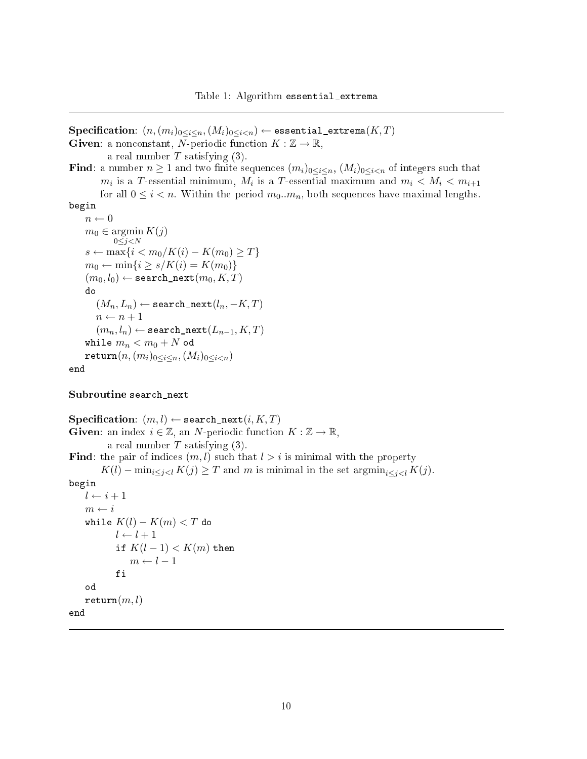Table 1: Algorithm `essential_extrema`

---

**Specification**: $(n, (m_i)_{0 \le i \le n}, (M_i)_{0 \le i < n}) \leftarrow$ `essential_extrema`$(K, T)$
**Given**: a nonconstant, $N$-periodic function $K : \mathbb{Z} \to \mathbb{R}$,
a real number $T$ satisfying (3).
**Find**: a number $n \ge 1$ and two finite sequences $(m_i)_{0 \le i \le n}$, $(M_i)_{0 \le i < n}$ of integers such that $m_i$ is a $T$-essential minimum, $M_i$ is a $T$-essential maximum and $m_i < M_i < m_{i+1}$ for all $0 \le i < n$. Within the period $m_0..m_n$, both sequences have maximal lengths.

```
begin
    n ← 0
    m_0 ∈ argmin_{0≤j<N} K(j)
    s ← max{i < m_0 / K(i) − K(m_0) ≥ T}
    m_0 ← min{i ≥ s / K(i) = K(m_0)}
    (m_0, l_0) ← search_next(m_0, K, T)
    do
        (M_n, L_n) ← search_next(l_n, −K, T)
        n ← n + 1
        (m_n, l_n) ← search_next(L_{n−1}, K, T)
    while m_n < m_0 + N od
    return(n, (m_i)_{0≤i≤n}, (M_i)_{0≤i<n})
end
```

**Subroutine** `search_next`

**Specification**: $(m, l) \leftarrow$ `search_next`$(i, K, T)$
**Given**: an index $i \in \mathbb{Z}$, an $N$-periodic function $K : \mathbb{Z} \to \mathbb{R}$,
a real number $T$ satisfying (3).
**Find**: the pair of indices $(m, l)$ such that $l > i$ is minimal with the property
$K(l) - \min_{i \le j < l} K(j) \ge T$ and $m$ is minimal in the set $\operatorname{argmin}_{i \le j < l} K(j)$.

```
begin
    l ← i + 1
    m ← i
    while K(l) − K(m) < T do
            l ← l + 1
            if K(l − 1) < K(m) then
                m ← l − 1
            fi
    od
    return(m, l)
end
```

---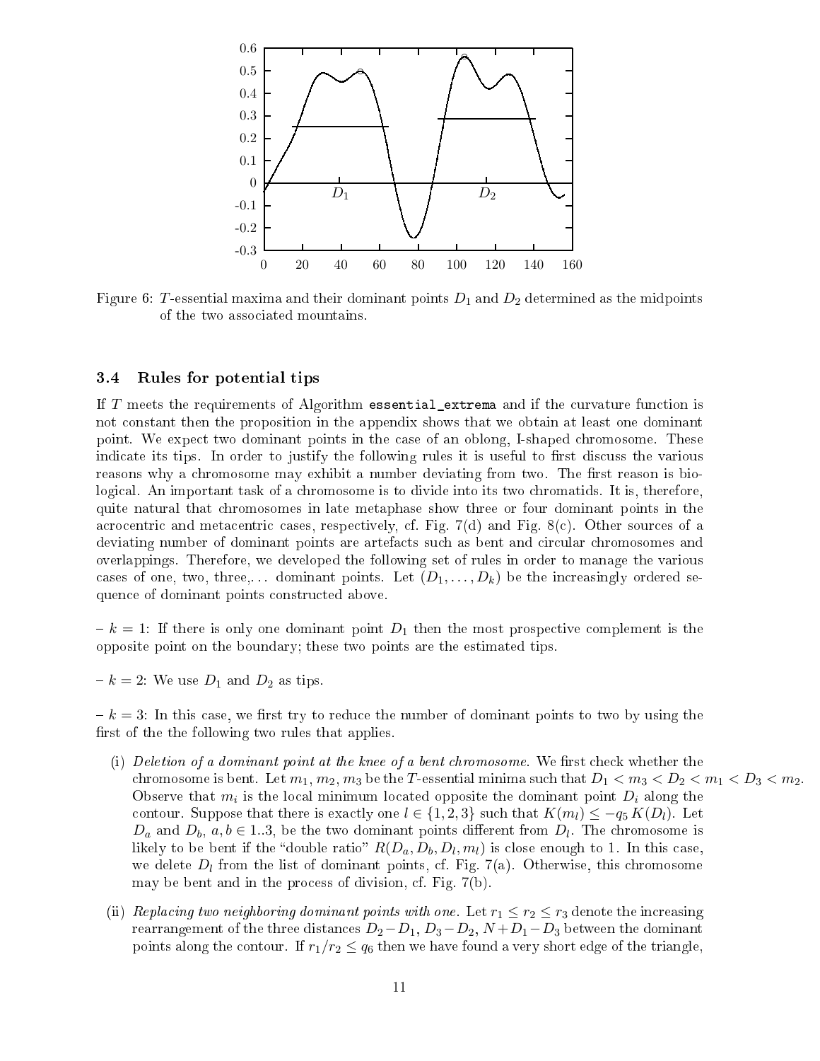Figure 6: $T$-essential maxima and their dominant points $D_1$ and $D_2$ determined as the midpoints of the two associated mountains.

### 3.4 Rules for potential tips

If $T$ meets the requirements of Algorithm `essential_extrema` and if the curvature function is not constant then the proposition in the appendix shows that we obtain at least one dominant point. We expect two dominant points in the case of an oblong, I-shaped chromosome. These indicate its tips. In order to justify the following rules it is useful to first discuss the various reasons why a chromosome may exhibit a number deviating from two. The first reason is biological. An important task of a chromosome is to divide into its two chromatids. It is, therefore, quite natural that chromosomes in late metaphase show three or four dominant points in the acrocentric and metacentric cases, respectively, cf. Fig. 7(d) and Fig. 8(c). Other sources of a deviating number of dominant points are artefacts such as bent and circular chromosomes and overlappings. Therefore, we developed the following set of rules in order to manage the various cases of one, two, three,... dominant points. Let $(D_1, \ldots, D_k)$ be the increasingly ordered sequence of dominant points constructed above.

– $k = 1$: If there is only one dominant point $D_1$ then the most prospective complement is the opposite point on the boundary; these two points are the estimated tips.

– $k = 2$: We use $D_1$ and $D_2$ as tips.

– $k = 3$: In this case, we first try to reduce the number of dominant points to two by using the first of the the following two rules that applies.

(i) *Deletion of a dominant point at the knee of a bent chromosome.* We first check whether the chromosome is bent. Let $m_1$, $m_2$, $m_3$ be the $T$-essential minima such that $D_1 < m_3 < D_2 < m_1 < D_3 < m_2$. Observe that $m_i$ is the local minimum located opposite the dominant point $D_i$ along the contour. Suppose that there is exactly one $l \in \{1, 2, 3\}$ such that $K(m_l) \leq -q_5 \, K(D_l)$. Let $D_a$ and $D_b$, $a, b \in 1..3$, be the two dominant points different from $D_l$. The chromosome is likely to be bent if the "double ratio" $R(D_a, D_b, D_l, m_l)$ is close enough to 1. In this case, we delete $D_l$ from the list of dominant points, cf. Fig. 7(a). Otherwise, this chromosome may be bent and in the process of division, cf. Fig. 7(b).

(ii) *Replacing two neighboring dominant points with one.* Let $r_1 \leq r_2 \leq r_3$ denote the increasing rearrangement of the three distances $D_2 - D_1$, $D_3 - D_2$, $N + D_1 - D_3$ between the dominant points along the contour. If $r_1/r_2 \leq q_6$ then we have found a very short edge of the triangle,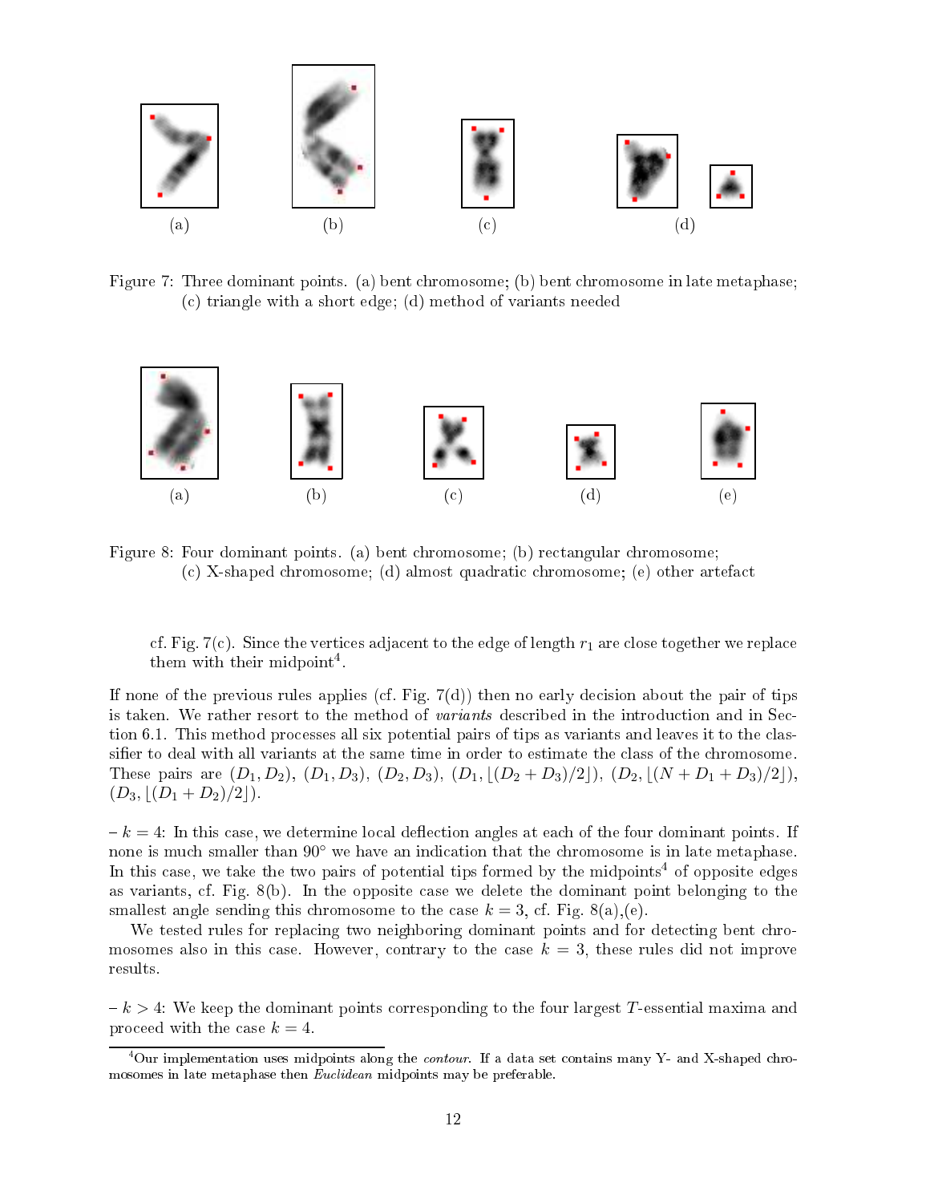(a) (b) (c) (d)

Figure 7: Three dominant points. (a) bent chromosome; (b) bent chromosome in late metaphase; (c) triangle with a short edge; (d) method of variants needed

(a) (b) (c) (d) (e)

Figure 8: Four dominant points. (a) bent chromosome; (b) rectangular chromosome; (c) X-shaped chromosome; (d) almost quadratic chromosome; (e) other artefact

cf. Fig. 7(c). Since the vertices adjacent to the edge of length $r_1$ are close together we replace them with their midpoint[4].

If none of the previous rules applies (cf. Fig. 7(d)) then no early decision about the pair of tips is taken. We rather resort to the method of *variants* described in the introduction and in Section 6.1. This method processes all six potential pairs of tips as variants and leaves it to the classifier to deal with all variants at the same time in order to estimate the class of the chromosome. These pairs are $(D_1, D_2)$, $(D_1, D_3)$, $(D_2, D_3)$, $(D_1, \lfloor(D_2 + D_3)/2\rfloor)$, $(D_2, \lfloor(N + D_1 + D_3)/2\rfloor)$, $(D_3, \lfloor(D_1 + D_2)/2\rfloor)$.

– $k = 4$: In this case, we determine local deflection angles at each of the four dominant points. If none is much smaller than 90° we have an indication that the chromosome is in late metaphase. In this case, we take the two pairs of potential tips formed by the midpoints[4] of opposite edges as variants, cf. Fig. 8(b). In the opposite case we delete the dominant point belonging to the smallest angle sending this chromosome to the case $k = 3$, cf. Fig. 8(a),(e).

We tested rules for replacing two neighboring dominant points and for detecting bent chromosomes also in this case. However, contrary to the case $k = 3$, these rules did not improve results.

– $k > 4$: We keep the dominant points corresponding to the four largest $T$-essential maxima and proceed with the case $k = 4$.

[4] Our implementation uses midpoints along the *contour*. If a data set contains many Y- and X-shaped chromosomes in late metaphase then *Euclidean* midpoints may be preferable.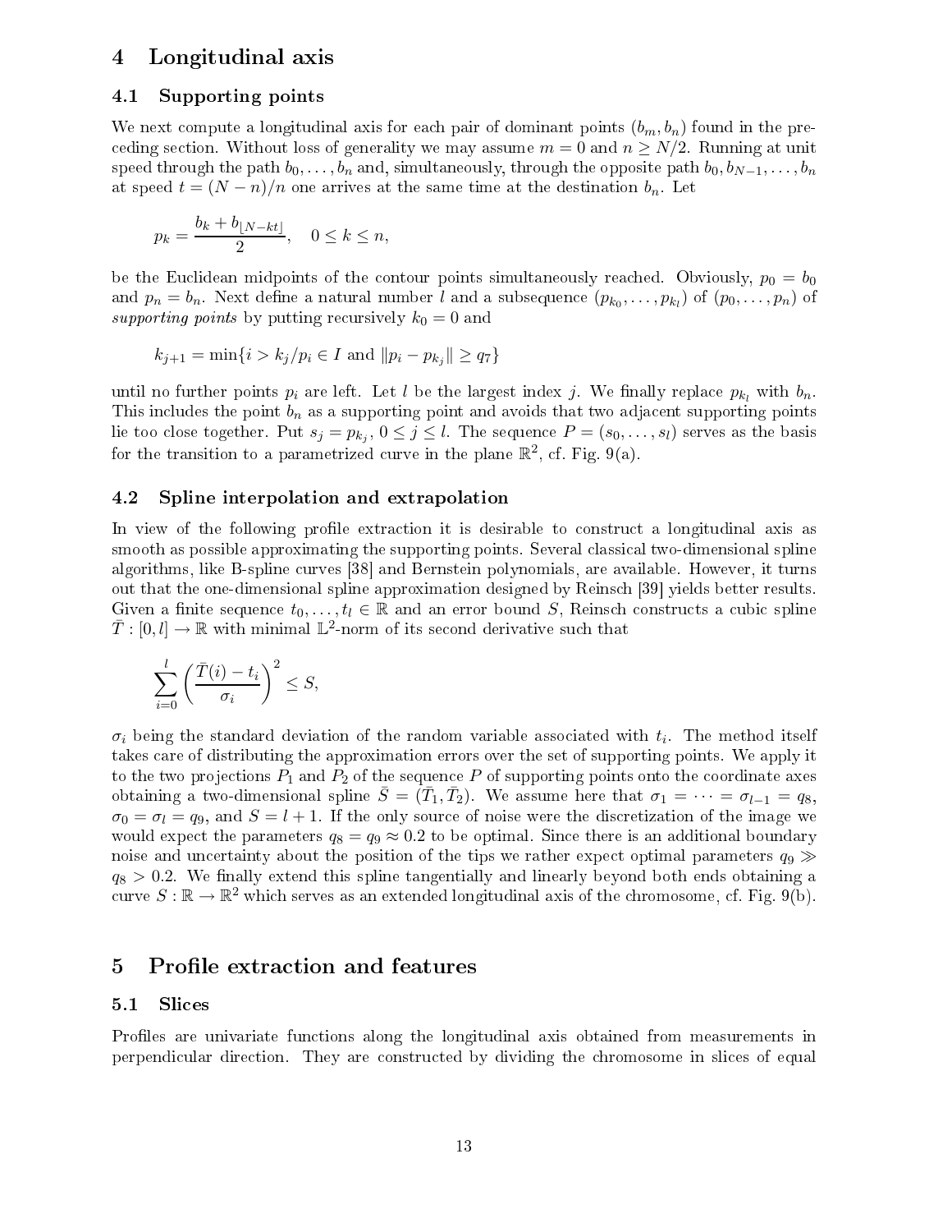# 4 Longitudinal axis

## 4.1 Supporting points

We next compute a longitudinal axis for each pair of dominant points $(b_m, b_n)$ found in the preceding section. Without loss of generality we may assume $m = 0$ and $n \geq N/2$. Running at unit speed through the path $b_0, \ldots, b_n$ and, simultaneously, through the opposite path $b_0, b_{N-1}, \ldots, b_n$ at speed $t = (N-n)/n$ one arrives at the same time at the destination $b_n$. Let

$$p_k = \frac{b_k + b_{\lfloor N-kt \rfloor}}{2}, \quad 0 \leq k \leq n,$$

be the Euclidean midpoints of the contour points simultaneously reached. Obviously, $p_0 = b_0$ and $p_n = b_n$. Next define a natural number $l$ and a subsequence $(p_{k_0}, \ldots, p_{k_l})$ of $(p_0, \ldots, p_n)$ of *supporting points* by putting recursively $k_0 = 0$ and

$$k_{j+1} = \min\{i > k_j / p_i \in I \text{ and } \|p_i - p_{k_j}\| \geq q_7\}$$

until no further points $p_i$ are left. Let $l$ be the largest index $j$. We finally replace $p_{k_l}$ with $b_n$. This includes the point $b_n$ as a supporting point and avoids that two adjacent supporting points lie too close together. Put $s_j = p_{k_j}$, $0 \leq j \leq l$. The sequence $P = (s_0, \ldots, s_l)$ serves as the basis for the transition to a parametrized curve in the plane $\mathbb{R}^2$, cf. Fig. 9(a).

## 4.2 Spline interpolation and extrapolation

In view of the following profile extraction it is desirable to construct a longitudinal axis as smooth as possible approximating the supporting points. Several classical two-dimensional spline algorithms, like B-spline curves [38] and Bernstein polynomials, are available. However, it turns out that the one-dimensional spline approximation designed by Reinsch [39] yields better results. Given a finite sequence $t_0, \ldots, t_l \in \mathbb{R}$ and an error bound $S$, Reinsch constructs a cubic spline $\bar{T} : [0, l] \to \mathbb{R}$ with minimal $\mathbb{L}^2$-norm of its second derivative such that

$$\sum_{i=0}^{l} \left( \frac{\bar{T}(i) - t_i}{\sigma_i} \right)^2 \leq S,$$

$\sigma_i$ being the standard deviation of the random variable associated with $t_i$. The method itself takes care of distributing the approximation errors over the set of supporting points. We apply it to the two projections $P_1$ and $P_2$ of the sequence $P$ of supporting points onto the coordinate axes obtaining a two-dimensional spline $\bar{S} = (\bar{T}_1, \bar{T}_2)$. We assume here that $\sigma_1 = \cdots = \sigma_{l-1} = q_8$, $\sigma_0 = \sigma_l = q_9$, and $S = l + 1$. If the only source of noise were the discretization of the image we would expect the parameters $q_8 = q_9 \approx 0.2$ to be optimal. Since there is an additional boundary noise and uncertainty about the position of the tips we rather expect optimal parameters $q_9 \gg q_8 > 0.2$. We finally extend this spline tangentially and linearly beyond both ends obtaining a curve $S : \mathbb{R} \to \mathbb{R}^2$ which serves as an extended longitudinal axis of the chromosome, cf. Fig. 9(b).

# 5 Profile extraction and features

## 5.1 Slices

Profiles are univariate functions along the longitudinal axis obtained from measurements in perpendicular direction. They are constructed by dividing the chromosome in slices of equal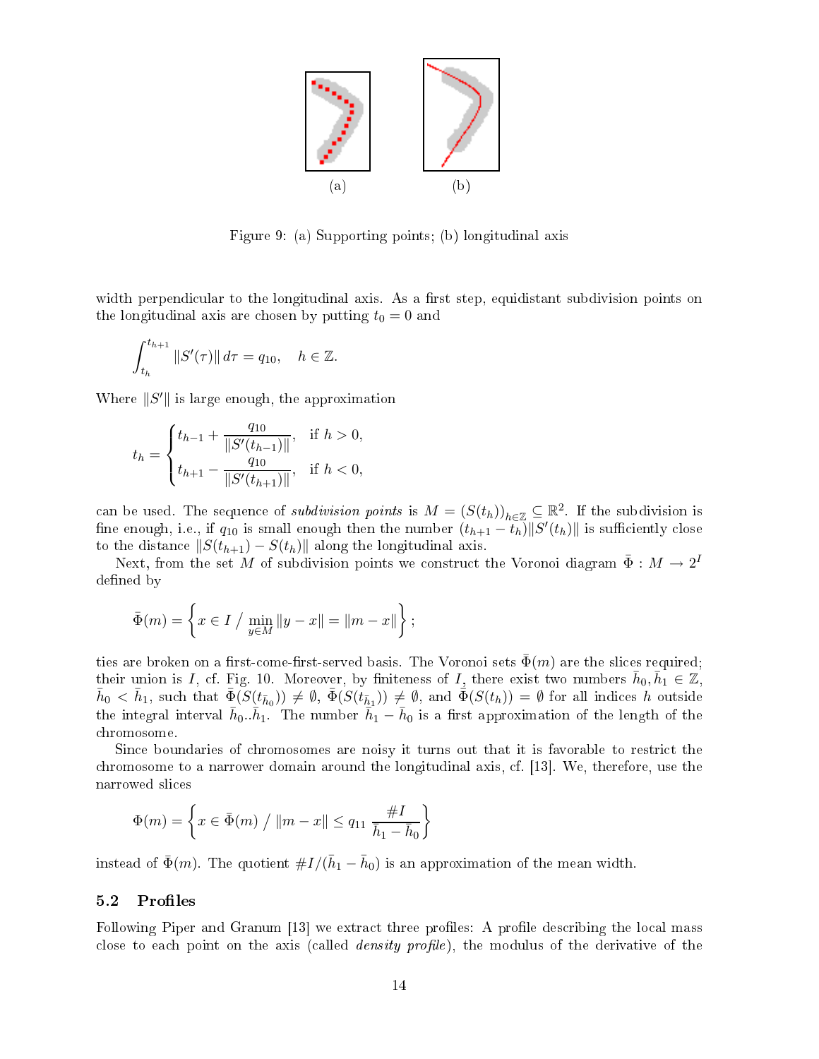(a) (b)

Figure 9: (a) Supporting points; (b) longitudinal axis

width perpendicular to the longitudinal axis. As a first step, equidistant subdivision points on the longitudinal axis are chosen by putting $t_0 = 0$ and

$$\int_{t_h}^{t_{h+1}} \|S'(\tau)\| \, d\tau = q_{10}, \quad h \in \mathbb{Z}.$$

Where $\|S'\|$ is large enough, the approximation

$$t_h = \begin{cases} t_{h-1} + \dfrac{q_{10}}{\|S'(t_{h-1})\|}, & \text{if } h > 0, \\ t_{h+1} - \dfrac{q_{10}}{\|S'(t_{h+1})\|}, & \text{if } h < 0, \end{cases}$$

can be used. The sequence of *subdivision points* is $M = (S(t_h))_{h \in \mathbb{Z}} \subseteq \mathbb{R}^2$. If the subdivision is fine enough, i.e., if $q_{10}$ is small enough then the number $(t_{h+1} - t_h)\|S'(t_h)\|$ is sufficiently close to the distance $\|S(t_{h+1}) - S(t_h)\|$ along the longitudinal axis.

Next, from the set $M$ of subdivision points we construct the Voronoi diagram $\bar{\Phi} : M \to 2^I$ defined by

$$\bar{\Phi}(m) = \left\{ x \in I \;/\; \min_{y \in M} \|y - x\| = \|m - x\| \right\};$$

ties are broken on a first-come-first-served basis. The Voronoi sets $\bar{\Phi}(m)$ are the slices required; their union is $I$, cf. Fig. 10. Moreover, by finiteness of $I$, there exist two numbers $\bar{h}_0, \bar{h}_1 \in \mathbb{Z}$, $\bar{h}_0 < \bar{h}_1$, such that $\bar{\Phi}(S(t_{\bar{h}_0})) \neq \emptyset$, $\bar{\Phi}(S(t_{\bar{h}_1})) \neq \emptyset$, and $\bar{\Phi}(S(t_h)) = \emptyset$ for all indices $h$ outside the integral interval $\bar{h}_0..\bar{h}_1$. The number $\bar{h}_1 - \bar{h}_0$ is a first approximation of the length of the chromosome.

Since boundaries of chromosomes are noisy it turns out that it is favorable to restrict the chromosome to a narrower domain around the longitudinal axis, cf. [13]. We, therefore, use the narrowed slices

$$\Phi(m) = \left\{ x \in \bar{\Phi}(m) \;/\; \|m - x\| \leq q_{11} \frac{\#I}{\bar{h}_1 - \bar{h}_0} \right\}$$

instead of $\bar{\Phi}(m)$. The quotient $\#I/(\bar{h}_1 - \bar{h}_0)$ is an approximation of the mean width.

## 5.2 Profiles

Following Piper and Granum [13] we extract three profiles: A profile describing the local mass close to each point on the axis (called *density profile*), the modulus of the derivative of the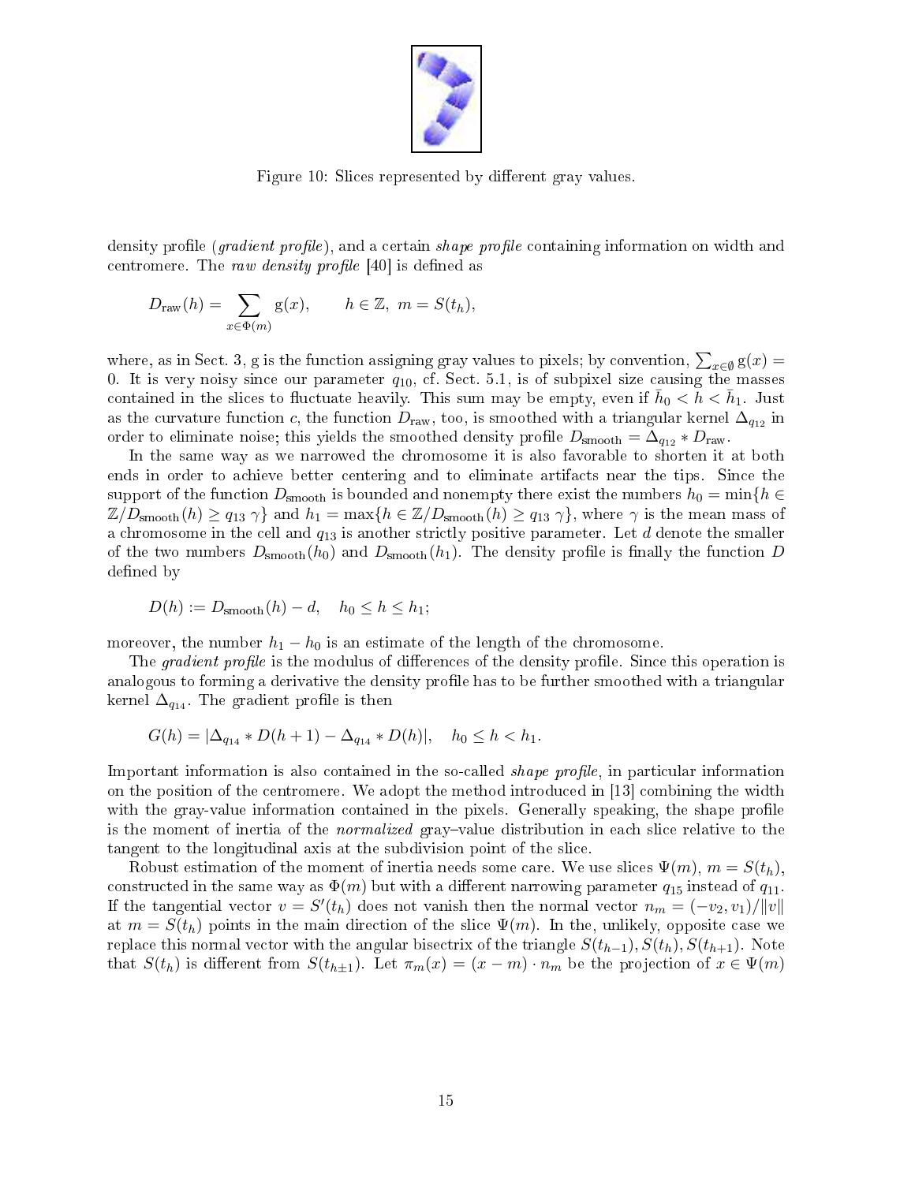Figure 10: Slices represented by different gray values.

density profile (*gradient profile*), and a certain *shape profile* containing information on width and centromere. The *raw density profile* [40] is defined as

$$D_{\text{raw}}(h) = \sum_{x \in \Phi(m)} \mathrm{g}(x), \qquad h \in \mathbb{Z},\ m = S(t_h),$$

where, as in Sect. 3, g is the function assigning gray values to pixels; by convention, $\sum_{x \in \emptyset} \mathrm{g}(x) = 0$. It is very noisy since our parameter $q_{10}$, cf. Sect. 5.1, is of subpixel size causing the masses contained in the slices to fluctuate heavily. This sum may be empty, even if $\bar{h}_0 < h < \bar{h}_1$. Just as the curvature function $c$, the function $D_{\text{raw}}$, too, is smoothed with a triangular kernel $\Delta_{q_{12}}$ in order to eliminate noise; this yields the smoothed density profile $D_{\text{smooth}} = \Delta_{q_{12}} * D_{\text{raw}}$.

In the same way as we narrowed the chromosome it is also favorable to shorten it at both ends in order to achieve better centering and to eliminate artifacts near the tips. Since the support of the function $D_{\text{smooth}}$ is bounded and nonempty there exist the numbers $h_0 = \min\{h \in \mathbb{Z} / D_{\text{smooth}}(h) \geq q_{13}\, \gamma\}$ and $h_1 = \max\{h \in \mathbb{Z} / D_{\text{smooth}}(h) \geq q_{13}\, \gamma\}$, where $\gamma$ is the mean mass of a chromosome in the cell and $q_{13}$ is another strictly positive parameter. Let $d$ denote the smaller of the two numbers $D_{\text{smooth}}(h_0)$ and $D_{\text{smooth}}(h_1)$. The density profile is finally the function $D$ defined by

$$D(h) := D_{\text{smooth}}(h) - d, \quad h_0 \leq h \leq h_1;$$

moreover, the number $h_1 - h_0$ is an estimate of the length of the chromosome.

The *gradient profile* is the modulus of differences of the density profile. Since this operation is analogous to forming a derivative the density profile has to be further smoothed with a triangular kernel $\Delta_{q_{14}}$. The gradient profile is then

$$G(h) = |\Delta_{q_{14}} * D(h+1) - \Delta_{q_{14}} * D(h)|, \quad h_0 \leq h < h_1.$$

Important information is also contained in the so-called *shape profile*, in particular information on the position of the centromere. We adopt the method introduced in [13] combining the width with the gray-value information contained in the pixels. Generally speaking, the shape profile is the moment of inertia of the *normalized* gray–value distribution in each slice relative to the tangent to the longitudinal axis at the subdivision point of the slice.

Robust estimation of the moment of inertia needs some care. We use slices $\Psi(m)$, $m = S(t_h)$, constructed in the same way as $\Phi(m)$ but with a different narrowing parameter $q_{15}$ instead of $q_{11}$. If the tangential vector $v = S'(t_h)$ does not vanish then the normal vector $n_m = (-v_2, v_1)/\|v\|$ at $m = S(t_h)$ points in the main direction of the slice $\Psi(m)$. In the, unlikely, opposite case we replace this normal vector with the angular bisectrix of the triangle $S(t_{h-1}), S(t_h), S(t_{h+1})$. Note that $S(t_h)$ is different from $S(t_{h\pm1})$. Let $\pi_m(x) = (x - m) \cdot n_m$ be the projection of $x \in \Psi(m)$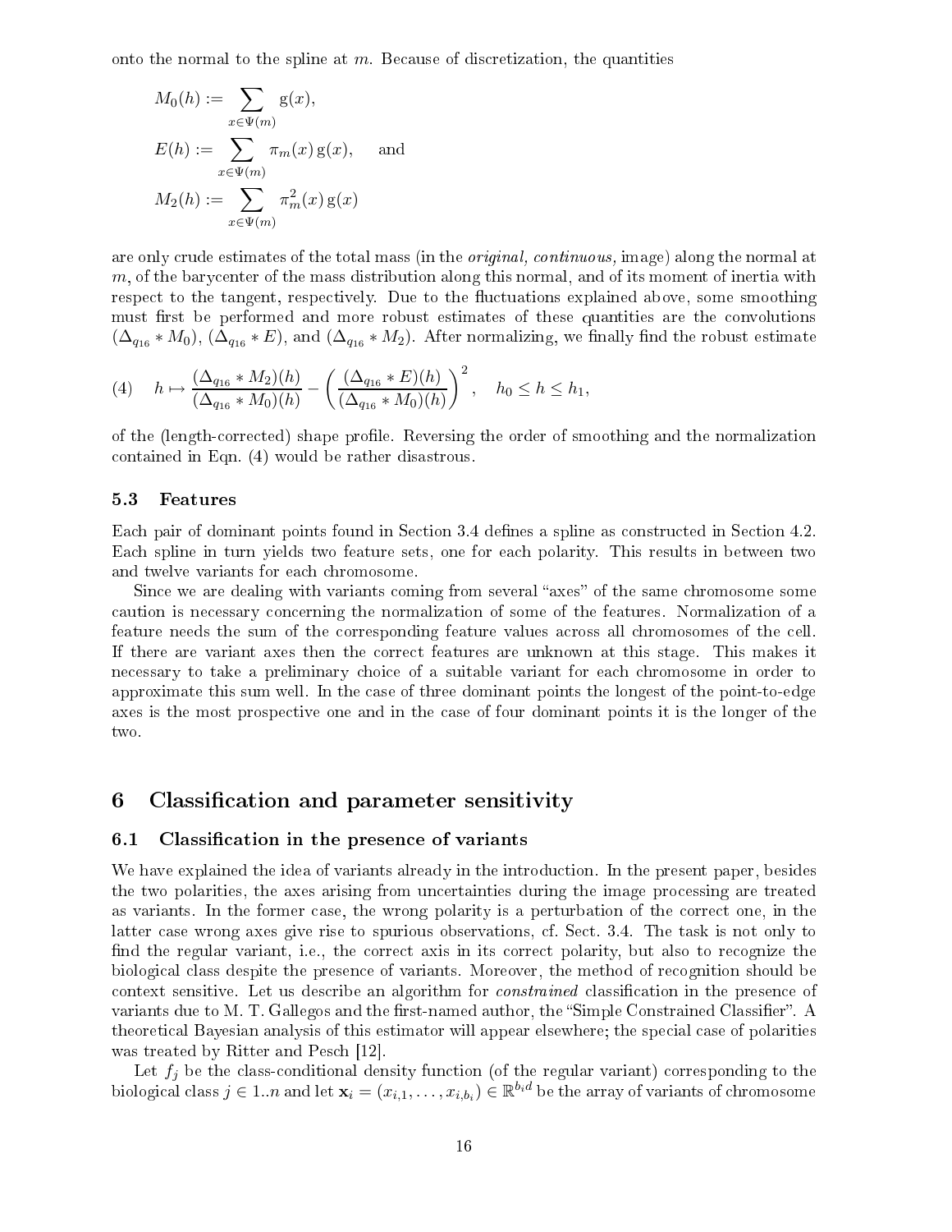onto the normal to the spline at $m$. Because of discretization, the quantities

$$M_0(h) := \sum_{x \in \Psi(m)} \mathrm{g}(x),$$

$$E(h) := \sum_{x \in \Psi(m)} \pi_m(x)\, \mathrm{g}(x), \quad \text{and}$$

$$M_2(h) := \sum_{x \in \Psi(m)} \pi_m^2(x)\, \mathrm{g}(x)$$

are only crude estimates of the total mass (in the *original, continuous,* image) along the normal at $m$, of the barycenter of the mass distribution along this normal, and of its moment of inertia with respect to the tangent, respectively. Due to the fluctuations explained above, some smoothing must first be performed and more robust estimates of these quantities are the convolutions $(\Delta_{q_{16}} * M_0)$, $(\Delta_{q_{16}} * E)$, and $(\Delta_{q_{16}} * M_2)$. After normalizing, we finally find the robust estimate

$$(4) \quad h \mapsto \frac{(\Delta_{q_{16}} * M_2)(h)}{(\Delta_{q_{16}} * M_0)(h)} - \left( \frac{(\Delta_{q_{16}} * E)(h)}{(\Delta_{q_{16}} * M_0)(h)} \right)^2, \quad h_0 \le h \le h_1,$$

of the (length-corrected) shape profile. Reversing the order of smoothing and the normalization contained in Eqn. (4) would be rather disastrous.

### 5.3 Features

Each pair of dominant points found in Section 3.4 defines a spline as constructed in Section 4.2. Each spline in turn yields two feature sets, one for each polarity. This results in between two and twelve variants for each chromosome.

Since we are dealing with variants coming from several "axes" of the same chromosome some caution is necessary concerning the normalization of some of the features. Normalization of a feature needs the sum of the corresponding feature values across all chromosomes of the cell. If there are variant axes then the correct features are unknown at this stage. This makes it necessary to take a preliminary choice of a suitable variant for each chromosome in order to approximate this sum well. In the case of three dominant points the longest of the point-to-edge axes is the most prospective one and in the case of four dominant points it is the longer of the two.

## 6 Classification and parameter sensitivity

### 6.1 Classification in the presence of variants

We have explained the idea of variants already in the introduction. In the present paper, besides the two polarities, the axes arising from uncertainties during the image processing are treated as variants. In the former case, the wrong polarity is a perturbation of the correct one, in the latter case wrong axes give rise to spurious observations, cf. Sect. 3.4. The task is not only to find the regular variant, i.e., the correct axis in its correct polarity, but also to recognize the biological class despite the presence of variants. Moreover, the method of recognition should be context sensitive. Let us describe an algorithm for *constrained* classification in the presence of variants due to M. T. Gallegos and the first-named author, the "Simple Constrained Classifier". A theoretical Bayesian analysis of this estimator will appear elsewhere; the special case of polarities was treated by Ritter and Pesch [12].

Let $f_j$ be the class-conditional density function (of the regular variant) corresponding to the biological class $j \in 1..n$ and let $\mathbf{x}_i = (x_{i,1}, \ldots, x_{i,b_i}) \in \mathbb{R}^{b_i d}$ be the array of variants of chromosome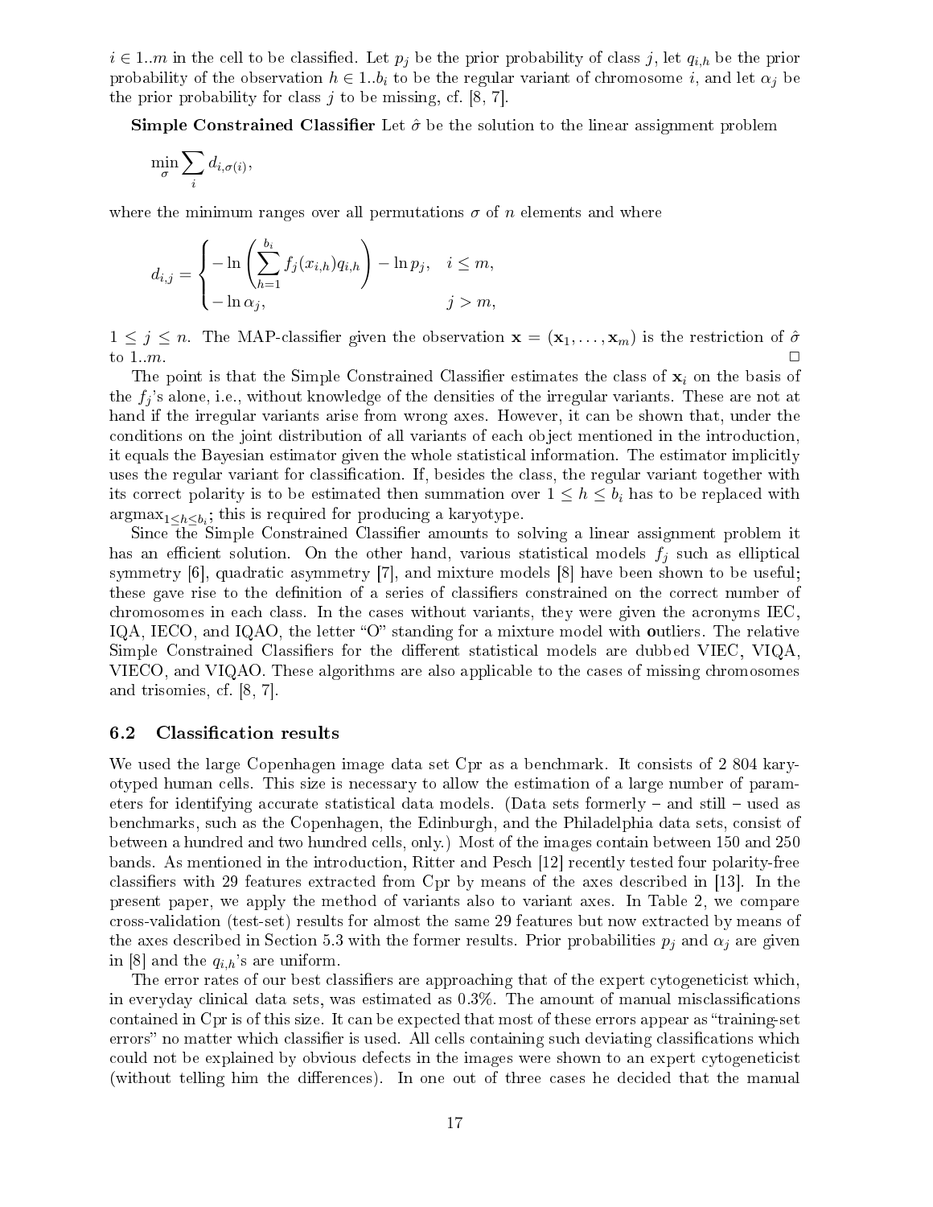$i \in 1..m$ in the cell to be classified. Let $p_j$ be the prior probability of class $j$, let $q_{i,h}$ be the prior probability of the observation $h \in 1..b_i$ to be the regular variant of chromosome $i$, and let $\alpha_j$ be the prior probability for class $j$ to be missing, cf. [8, 7].

**Simple Constrained Classifier** Let $\hat{\sigma}$ be the solution to the linear assignment problem

$$\min_{\sigma} \sum_{i} d_{i,\sigma(i)},$$

where the minimum ranges over all permutations $\sigma$ of $n$ elements and where

$$d_{i,j} = \begin{cases} -\ln\left(\sum_{h=1}^{b_i} f_j(x_{i,h}) q_{i,h}\right) - \ln p_j, & i \leq m, \\ -\ln \alpha_j, & j > m, \end{cases}$$

$1 \leq j \leq n$. The MAP-classifier given the observation $\mathbf{x} = (\mathbf{x}_1, \ldots, \mathbf{x}_m)$ is the restriction of $\hat{\sigma}$ to $1..m$. □

The point is that the Simple Constrained Classifier estimates the class of $\mathbf{x}_i$ on the basis of the $f_j$'s alone, i.e., without knowledge of the densities of the irregular variants. These are not at hand if the irregular variants arise from wrong axes. However, it can be shown that, under the conditions on the joint distribution of all variants of each object mentioned in the introduction, it equals the Bayesian estimator given the whole statistical information. The estimator implicitly uses the regular variant for classification. If, besides the class, the regular variant together with its correct polarity is to be estimated then summation over $1 \leq h \leq b_i$ has to be replaced with $\text{argmax}_{1 \leq h \leq b_i}$; this is required for producing a karyotype.

Since the Simple Constrained Classifier amounts to solving a linear assignment problem it has an efficient solution. On the other hand, various statistical models $f_j$ such as elliptical symmetry [6], quadratic asymmetry [7], and mixture models [8] have been shown to be useful; these gave rise to the definition of a series of classifiers constrained on the correct number of chromosomes in each class. In the cases without variants, they were given the acronyms IEC, IQA, IECO, and IQAO, the letter "O" standing for a mixture model with **o**utliers. The relative Simple Constrained Classifiers for the different statistical models are dubbed VIEC, VIQA, VIECO, and VIQAO. These algorithms are also applicable to the cases of missing chromosomes and trisomies, cf. [8, 7].

### 6.2 Classification results

We used the large Copenhagen image data set Cpr as a benchmark. It consists of 2 804 karyotyped human cells. This size is necessary to allow the estimation of a large number of parameters for identifying accurate statistical data models. (Data sets formerly – and still – used as benchmarks, such as the Copenhagen, the Edinburgh, and the Philadelphia data sets, consist of between a hundred and two hundred cells, only.) Most of the images contain between 150 and 250 bands. As mentioned in the introduction, Ritter and Pesch [12] recently tested four polarity-free classifiers with 29 features extracted from Cpr by means of the axes described in [13]. In the present paper, we apply the method of variants also to variant axes. In Table 2, we compare cross-validation (test-set) results for almost the same 29 features but now extracted by means of the axes described in Section 5.3 with the former results. Prior probabilities $p_j$ and $\alpha_j$ are given in [8] and the $q_{i,h}$'s are uniform.

The error rates of our best classifiers are approaching that of the expert cytogeneticist which, in everyday clinical data sets, was estimated as 0.3%. The amount of manual misclassifications contained in Cpr is of this size. It can be expected that most of these errors appear as "training-set errors" no matter which classifier is used. All cells containing such deviating classifications which could not be explained by obvious defects in the images were shown to an expert cytogeneticist (without telling him the differences). In one out of three cases he decided that the manual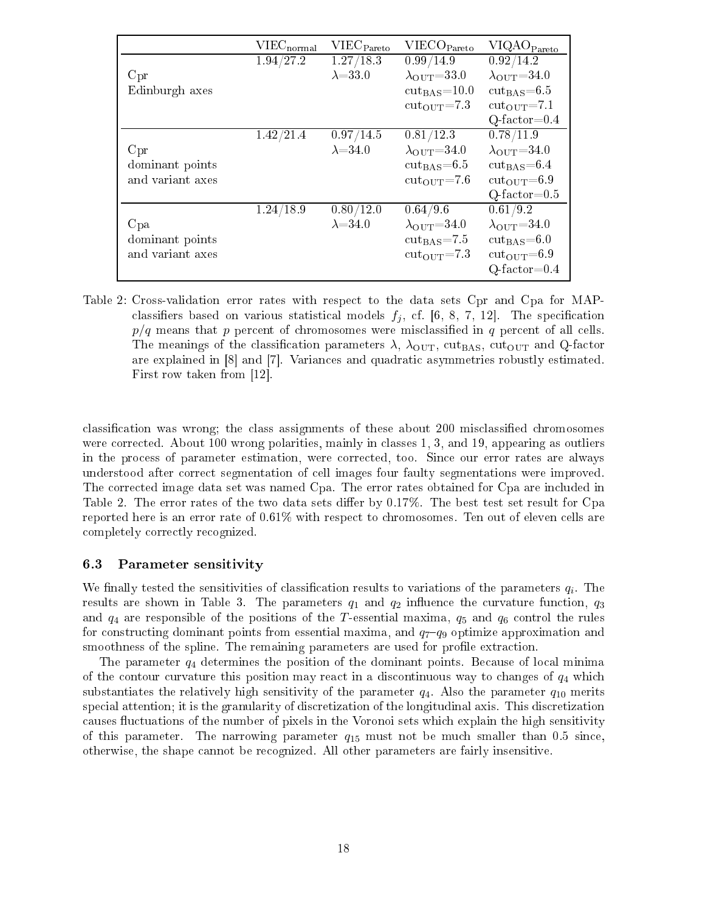| | $\text{VIEC}_{\text{normal}}$ | $\text{VIEC}_{\text{Pareto}}$ | $\text{VIECO}_{\text{Pareto}}$ | $\text{VIQAO}_{\text{Pareto}}$ |
|---|---|---|---|---|
| Cpr Edinburgh axes | 1.94/27.2 | 1.27/18.3 $\lambda$=33.0 | 0.99/14.9 $\lambda_{\text{OUT}}$=33.0 $\text{cut}_{\text{BAS}}$=10.0 $\text{cut}_{\text{OUT}}$=7.3 | 0.92/14.2 $\lambda_{\text{OUT}}$=34.0 $\text{cut}_{\text{BAS}}$=6.5 $\text{cut}_{\text{OUT}}$=7.1 Q-factor=0.4 |
| Cpr dominant points and variant axes | 1.42/21.4 | 0.97/14.5 $\lambda$=34.0 | 0.81/12.3 $\lambda_{\text{OUT}}$=34.0 $\text{cut}_{\text{BAS}}$=6.5 $\text{cut}_{\text{OUT}}$=7.6 | 0.78/11.9 $\lambda_{\text{OUT}}$=34.0 $\text{cut}_{\text{BAS}}$=6.4 $\text{cut}_{\text{OUT}}$=6.9 Q-factor=0.5 |
| Cpa dominant points and variant axes | 1.24/18.9 | 0.80/12.0 $\lambda$=34.0 | 0.64/9.6 $\lambda_{\text{OUT}}$=34.0 $\text{cut}_{\text{BAS}}$=7.5 $\text{cut}_{\text{OUT}}$=7.3 | 0.61/9.2 $\lambda_{\text{OUT}}$=34.0 $\text{cut}_{\text{BAS}}$=6.0 $\text{cut}_{\text{OUT}}$=6.9 Q-factor=0.4 |

Table 2: Cross-validation error rates with respect to the data sets Cpr and Cpa for MAP-classifiers based on various statistical models $f_j$, cf. [6, 8, 7, 12]. The specification $p/q$ means that $p$ percent of chromosomes were misclassified in $q$ percent of all cells. The meanings of the classification parameters $\lambda$, $\lambda_{\text{OUT}}$, $\text{cut}_{\text{BAS}}$, $\text{cut}_{\text{OUT}}$ and Q-factor are explained in [8] and [7]. Variances and quadratic asymmetries robustly estimated. First row taken from [12].

classification was wrong; the class assignments of these about 200 misclassified chromosomes were corrected. About 100 wrong polarities, mainly in classes 1, 3, and 19, appearing as outliers in the process of parameter estimation, were corrected, too. Since our error rates are always understood after correct segmentation of cell images four faulty segmentations were improved. The corrected image data set was named Cpa. The error rates obtained for Cpa are included in Table 2. The error rates of the two data sets differ by 0.17%. The best test set result for Cpa reported here is an error rate of 0.61% with respect to chromosomes. Ten out of eleven cells are completely correctly recognized.

### 6.3 Parameter sensitivity

We finally tested the sensitivities of classification results to variations of the parameters $q_i$. The results are shown in Table 3. The parameters $q_1$ and $q_2$ influence the curvature function, $q_3$ and $q_4$ are responsible of the positions of the $T$-essential maxima, $q_5$ and $q_6$ control the rules for constructing dominant points from essential maxima, and $q_7$–$q_9$ optimize approximation and smoothness of the spline. The remaining parameters are used for profile extraction.

The parameter $q_4$ determines the position of the dominant points. Because of local minima of the contour curvature this position may react in a discontinuous way to changes of $q_4$ which substantiates the relatively high sensitivity of the parameter $q_4$. Also the parameter $q_{10}$ merits special attention; it is the granularity of discretization of the longitudinal axis. This discretization causes fluctuations of the number of pixels in the Voronoi sets which explain the high sensitivity of this parameter. The narrowing parameter $q_{15}$ must not be much smaller than 0.5 since, otherwise, the shape cannot be recognized. All other parameters are fairly insensitive.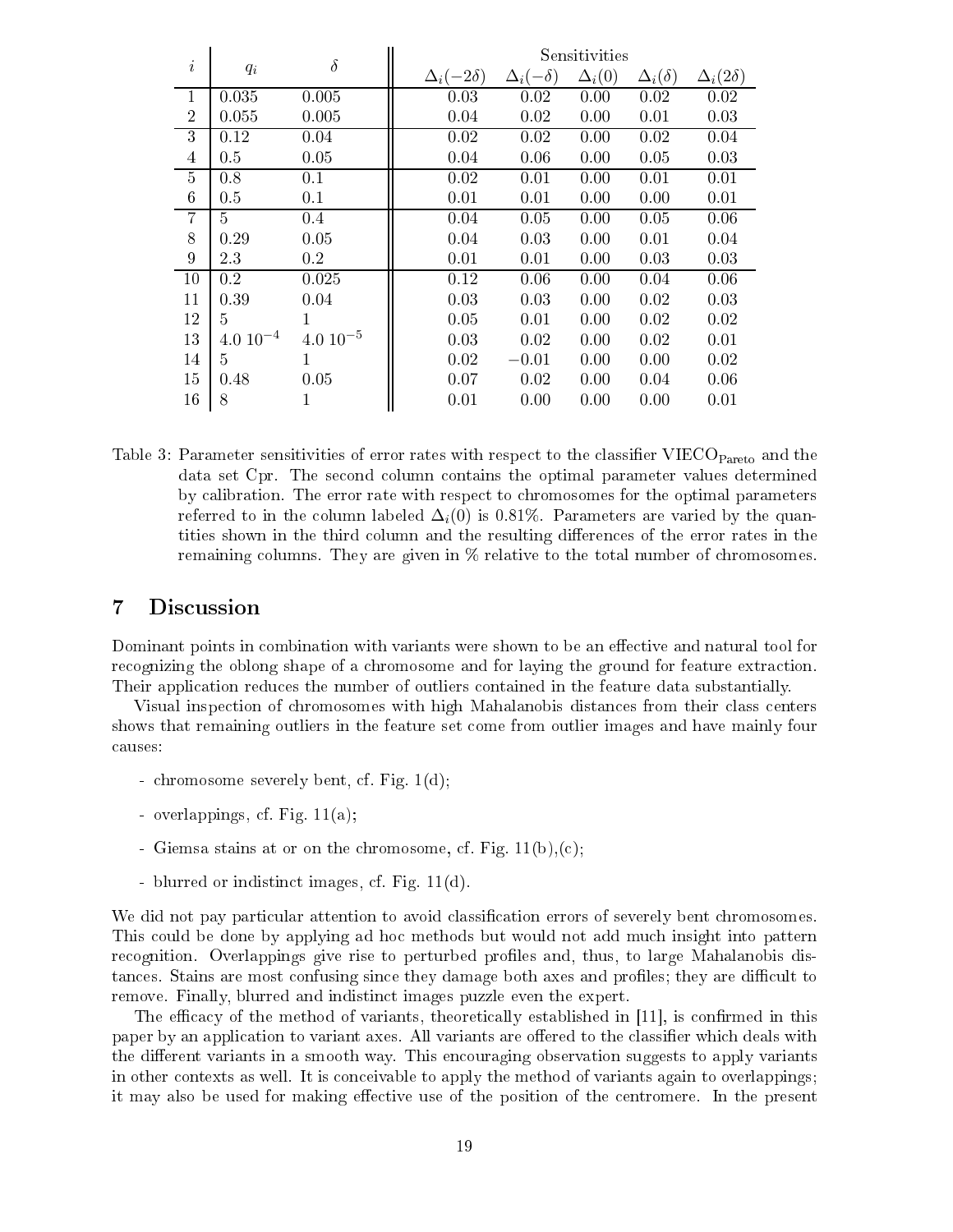| $i$ | $q_i$ | $\delta$ | Sensitivities | | | | |
|---|---|---|---|---|---|---|---|
| | | | $\Delta_i(-2\delta)$ | $\Delta_i(-\delta)$ | $\Delta_i(0)$ | $\Delta_i(\delta)$ | $\Delta_i(2\delta)$ |
| 1 | 0.035 | 0.005 | 0.03 | 0.02 | 0.00 | 0.02 | 0.02 |
| 2 | 0.055 | 0.005 | 0.04 | 0.02 | 0.00 | 0.01 | 0.03 |
| 3 | 0.12 | 0.04 | 0.02 | 0.02 | 0.00 | 0.02 | 0.04 |
| 4 | 0.5 | 0.05 | 0.04 | 0.06 | 0.00 | 0.05 | 0.03 |
| 5 | 0.8 | 0.1 | 0.02 | 0.01 | 0.00 | 0.01 | 0.01 |
| 6 | 0.5 | 0.1 | 0.01 | 0.01 | 0.00 | 0.00 | 0.01 |
| 7 | 5 | 0.4 | 0.04 | 0.05 | 0.00 | 0.05 | 0.06 |
| 8 | 0.29 | 0.05 | 0.04 | 0.03 | 0.00 | 0.01 | 0.04 |
| 9 | 2.3 | 0.2 | 0.01 | 0.01 | 0.00 | 0.03 | 0.03 |
| 10 | 0.2 | 0.025 | 0.12 | 0.06 | 0.00 | 0.04 | 0.06 |
| 11 | 0.39 | 0.04 | 0.03 | 0.03 | 0.00 | 0.02 | 0.03 |
| 12 | 5 | 1 | 0.05 | 0.01 | 0.00 | 0.02 | 0.02 |
| 13 | $4.0\ 10^{-4}$ | $4.0\ 10^{-5}$ | 0.03 | 0.02 | 0.00 | 0.02 | 0.01 |
| 14 | 5 | 1 | 0.02 | $-0.01$ | 0.00 | 0.00 | 0.02 |
| 15 | 0.48 | 0.05 | 0.07 | 0.02 | 0.00 | 0.04 | 0.06 |
| 16 | 8 | 1 | 0.01 | 0.00 | 0.00 | 0.00 | 0.01 |

Table 3: Parameter sensitivities of error rates with respect to the classifier $\text{VIECO}_{\text{Pareto}}$ and the data set Cpr. The second column contains the optimal parameter values determined by calibration. The error rate with respect to chromosomes for the optimal parameters referred to in the column labeled $\Delta_i(0)$ is 0.81%. Parameters are varied by the quantities shown in the third column and the resulting differences of the error rates in the remaining columns. They are given in % relative to the total number of chromosomes.

## 7 Discussion

Dominant points in combination with variants were shown to be an effective and natural tool for recognizing the oblong shape of a chromosome and for laying the ground for feature extraction. Their application reduces the number of outliers contained in the feature data substantially.

Visual inspection of chromosomes with high Mahalanobis distances from their class centers shows that remaining outliers in the feature set come from outlier images and have mainly four causes:

- chromosome severely bent, cf. Fig. 1(d);
- overlappings, cf. Fig. 11(a);
- Giemsa stains at or on the chromosome, cf. Fig. 11(b),(c);
- blurred or indistinct images, cf. Fig. 11(d).

We did not pay particular attention to avoid classification errors of severely bent chromosomes. This could be done by applying ad hoc methods but would not add much insight into pattern recognition. Overlappings give rise to perturbed profiles and, thus, to large Mahalanobis distances. Stains are most confusing since they damage both axes and profiles; they are difficult to remove. Finally, blurred and indistinct images puzzle even the expert.

The efficacy of the method of variants, theoretically established in [11], is confirmed in this paper by an application to variant axes. All variants are offered to the classifier which deals with the different variants in a smooth way. This encouraging observation suggests to apply variants in other contexts as well. It is conceivable to apply the method of variants again to overlappings; it may also be used for making effective use of the position of the centromere. In the present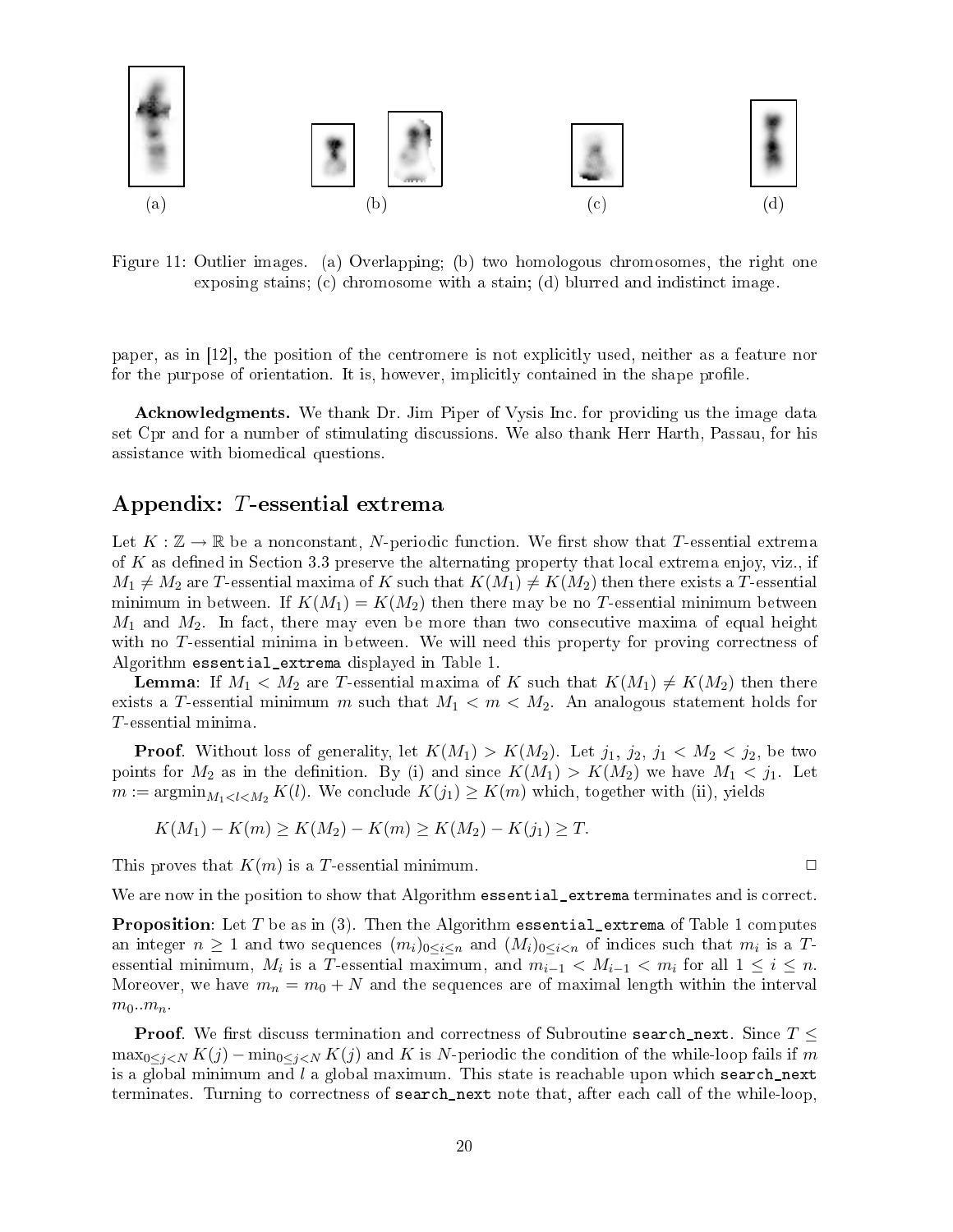Figure 11: Outlier images. (a) Overlapping; (b) two homologous chromosomes, the right one exposing stains; (c) chromosome with a stain; (d) blurred and indistinct image.

paper, as in [12], the position of the centromere is not explicitly used, neither as a feature nor for the purpose of orientation. It is, however, implicitly contained in the shape profile.

**Acknowledgments.** We thank Dr. Jim Piper of Vysis Inc. for providing us the image data set Cpr and for a number of stimulating discussions. We also thank Herr Harth, Passau, for his assistance with biomedical questions.

## Appendix: $T$-essential extrema

Let $K : \mathbb{Z} \to \mathbb{R}$ be a nonconstant, $N$-periodic function. We first show that $T$-essential extrema of $K$ as defined in Section 3.3 preserve the alternating property that local extrema enjoy, viz., if $M_1 \neq M_2$ are $T$-essential maxima of $K$ such that $K(M_1) \neq K(M_2)$ then there exists a $T$-essential minimum in between. If $K(M_1) = K(M_2)$ then there may be no $T$-essential minimum between $M_1$ and $M_2$. In fact, there may even be more than two consecutive maxima of equal height with no $T$-essential minima in between. We will need this property for proving correctness of Algorithm `essential_extrema` displayed in Table 1.

**Lemma**: If $M_1 < M_2$ are $T$-essential maxima of $K$ such that $K(M_1) \neq K(M_2)$ then there exists a $T$-essential minimum $m$ such that $M_1 < m < M_2$. An analogous statement holds for $T$-essential minima.

**Proof**. Without loss of generality, let $K(M_1) > K(M_2)$. Let $j_1$, $j_2$, $j_1 < M_2 < j_2$, be two points for $M_2$ as in the definition. By (i) and since $K(M_1) > K(M_2)$ we have $M_1 < j_1$. Let $m := \operatorname{argmin}_{M_1 < l < M_2} K(l)$. We conclude $K(j_1) \geq K(m)$ which, together with (ii), yields

$$K(M_1) - K(m) \geq K(M_2) - K(m) \geq K(M_2) - K(j_1) \geq T.$$

This proves that $K(m)$ is a $T$-essential minimum. □

We are now in the position to show that Algorithm `essential_extrema` terminates and is correct.

**Proposition**: Let $T$ be as in (3). Then the Algorithm `essential_extrema` of Table 1 computes an integer $n \geq 1$ and two sequences $(m_i)_{0 \leq i \leq n}$ and $(M_i)_{0 \leq i < n}$ of indices such that $m_i$ is a $T$-essential minimum, $M_i$ is a $T$-essential maximum, and $m_{i-1} < M_{i-1} < m_i$ for all $1 \leq i \leq n$. Moreover, we have $m_n = m_0 + N$ and the sequences are of maximal length within the interval $m_0..m_n$.

**Proof**. We first discuss termination and correctness of Subroutine `search_next`. Since $T \leq \max_{0 \leq j < N} K(j) - \min_{0 \leq j < N} K(j)$ and $K$ is $N$-periodic the condition of the while-loop fails if $m$ is a global minimum and $l$ a global maximum. This state is reachable upon which `search_next` terminates. Turning to correctness of `search_next` note that, after each call of the while-loop,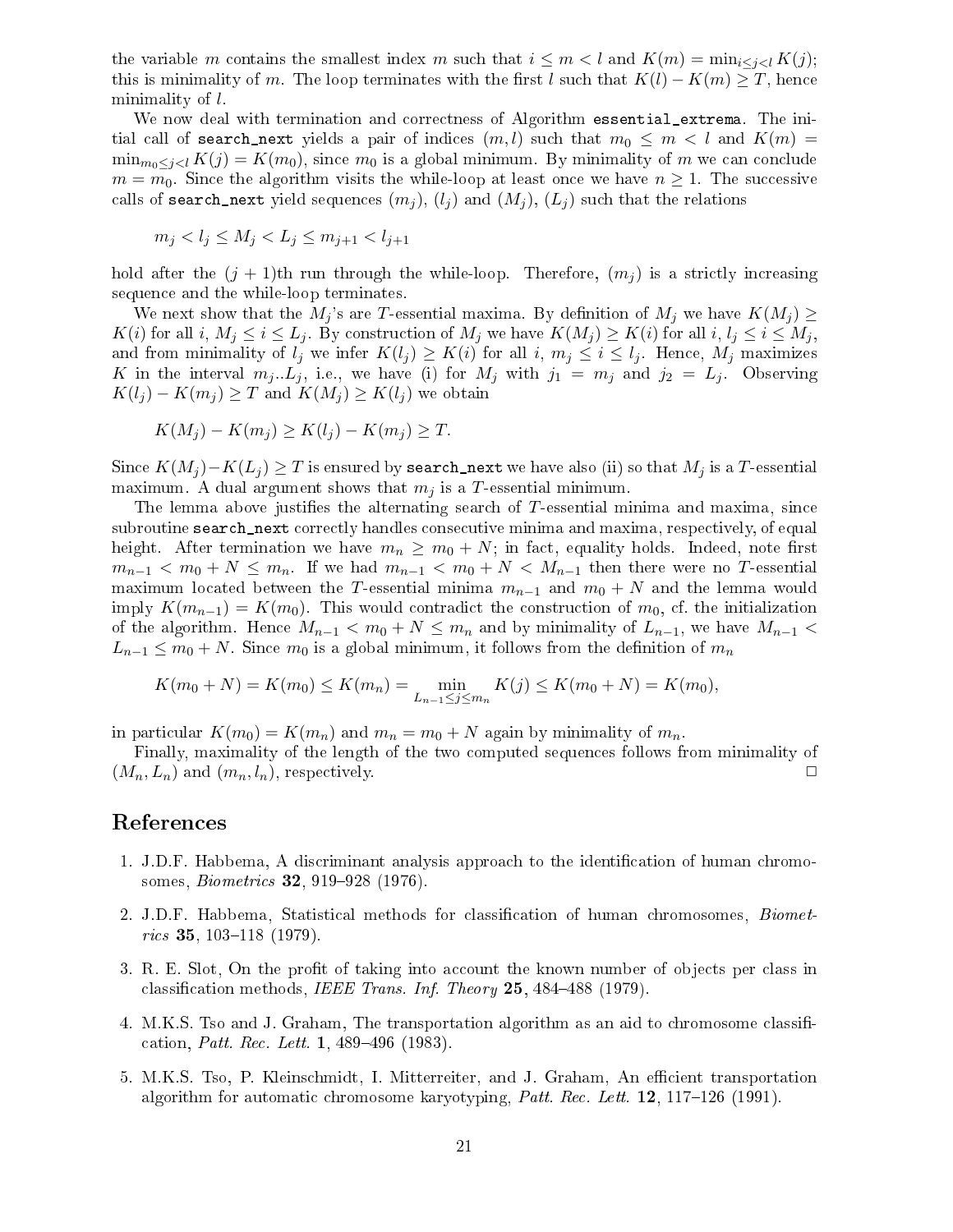the variable $m$ contains the smallest index $m$ such that $i \leq m < l$ and $K(m) = \min_{i \leq j < l} K(j)$; this is minimality of $m$. The loop terminates with the first $l$ such that $K(l) - K(m) \geq T$, hence minimality of $l$.

We now deal with termination and correctness of Algorithm `essential_extrema`. The initial call of `search_next` yields a pair of indices $(m, l)$ such that $m_0 \leq m < l$ and $K(m) = \min_{m_0 \leq j < l} K(j) = K(m_0)$, since $m_0$ is a global minimum. By minimality of $m$ we can conclude $m = m_0$. Since the algorithm visits the while-loop at least once we have $n \geq 1$. The successive calls of `search_next` yield sequences $(m_j)$, $(l_j)$ and $(M_j)$, $(L_j)$ such that the relations

$$m_j < l_j \leq M_j < L_j \leq m_{j+1} < l_{j+1}$$

hold after the $(j+1)$th run through the while-loop. Therefore, $(m_j)$ is a strictly increasing sequence and the while-loop terminates.

We next show that the $M_j$'s are $T$-essential maxima. By definition of $M_j$ we have $K(M_j) \geq K(i)$ for all $i$, $M_j \leq i \leq L_j$. By construction of $M_j$ we have $K(M_j) \geq K(i)$ for all $i$, $l_j \leq i \leq M_j$, and from minimality of $l_j$ we infer $K(l_j) \geq K(i)$ for all $i$, $m_j \leq i \leq l_j$. Hence, $M_j$ maximizes $K$ in the interval $m_j..L_j$, i.e., we have (i) for $M_j$ with $j_1 = m_j$ and $j_2 = L_j$. Observing $K(l_j) - K(m_j) \geq T$ and $K(M_j) \geq K(l_j)$ we obtain

$$K(M_j) - K(m_j) \geq K(l_j) - K(m_j) \geq T.$$

Since $K(M_j) - K(L_j) \geq T$ is ensured by `search_next` we have also (ii) so that $M_j$ is a $T$-essential maximum. A dual argument shows that $m_j$ is a $T$-essential minimum.

The lemma above justifies the alternating search of $T$-essential minima and maxima, since subroutine `search_next` correctly handles consecutive minima and maxima, respectively, of equal height. After termination we have $m_n \geq m_0 + N$; in fact, equality holds. Indeed, note first $m_{n-1} < m_0 + N \leq m_n$. If we had $m_{n-1} < m_0 + N < M_{n-1}$ then there were no $T$-essential maximum located between the $T$-essential minima $m_{n-1}$ and $m_0 + N$ and the lemma would imply $K(m_{n-1}) = K(m_0)$. This would contradict the construction of $m_0$, cf. the initialization of the algorithm. Hence $M_{n-1} < m_0 + N \leq m_n$ and by minimality of $L_{n-1}$, we have $M_{n-1} < L_{n-1} \leq m_0 + N$. Since $m_0$ is a global minimum, it follows from the definition of $m_n$

$$K(m_0 + N) = K(m_0) \leq K(m_n) = \min_{L_{n-1} \leq j \leq m_n} K(j) \leq K(m_0 + N) = K(m_0),$$

in particular $K(m_0) = K(m_n)$ and $m_n = m_0 + N$ again by minimality of $m_n$.

Finally, maximality of the length of the two computed sequences follows from minimality of $(M_n, L_n)$ and $(m_n, l_n)$, respectively. □

## References

1. J.D.F. Habbema, A discriminant analysis approach to the identification of human chromosomes, *Biometrics* **32**, 919–928 (1976).

2. J.D.F. Habbema, Statistical methods for classification of human chromosomes, *Biometrics* **35**, 103–118 (1979).

3. R. E. Slot, On the profit of taking into account the known number of objects per class in classification methods, *IEEE Trans. Inf. Theory* **25**, 484–488 (1979).

4. M.K.S. Tso and J. Graham, The transportation algorithm as an aid to chromosome classification, *Patt. Rec. Lett.* **1**, 489–496 (1983).

5. M.K.S. Tso, P. Kleinschmidt, I. Mitterreiter, and J. Graham, An efficient transportation algorithm for automatic chromosome karyotyping, *Patt. Rec. Lett.* **12**, 117–126 (1991).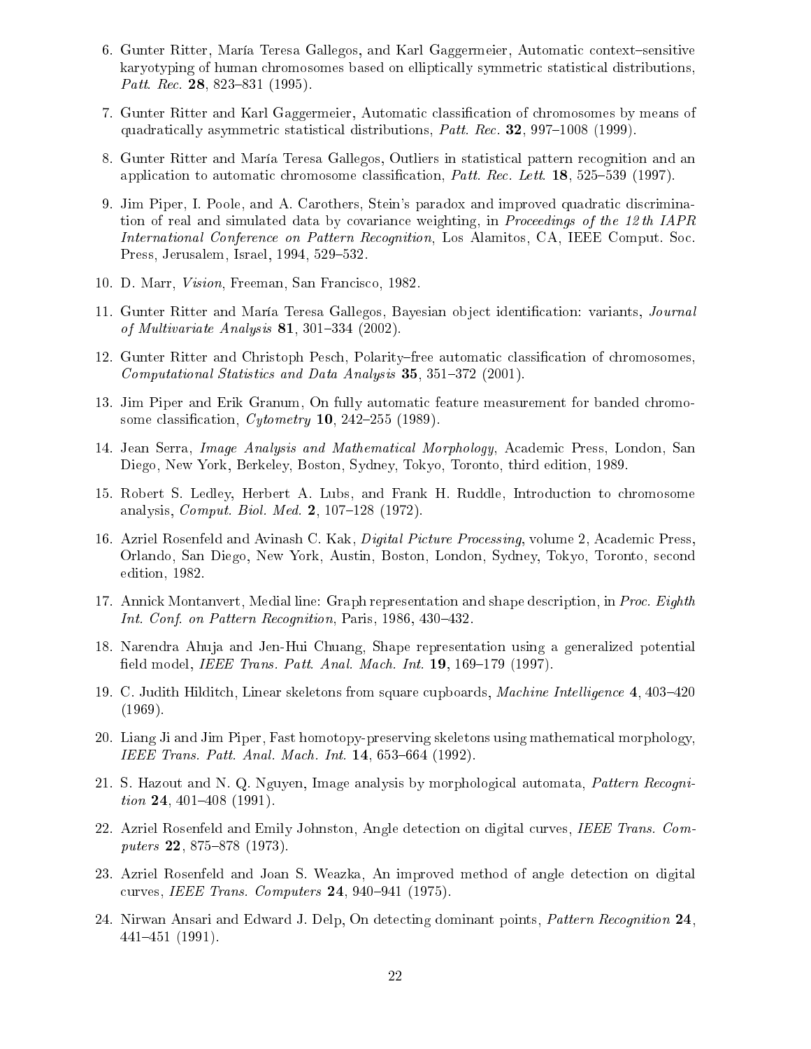6. Gunter Ritter, María Teresa Gallegos, and Karl Gaggermeier, Automatic context–sensitive karyotyping of human chromosomes based on elliptically symmetric statistical distributions, *Patt. Rec.* **28**, 823–831 (1995).

7. Gunter Ritter and Karl Gaggermeier, Automatic classification of chromosomes by means of quadratically asymmetric statistical distributions, *Patt. Rec.* **32**, 997–1008 (1999).

8. Gunter Ritter and María Teresa Gallegos, Outliers in statistical pattern recognition and an application to automatic chromosome classification, *Patt. Rec. Lett.* **18**, 525–539 (1997).

9. Jim Piper, I. Poole, and A. Carothers, Stein's paradox and improved quadratic discrimination of real and simulated data by covariance weighting, in *Proceedings of the 12th IAPR International Conference on Pattern Recognition*, Los Alamitos, CA, IEEE Comput. Soc. Press, Jerusalem, Israel, 1994, 529–532.

10. D. Marr, *Vision*, Freeman, San Francisco, 1982.

11. Gunter Ritter and María Teresa Gallegos, Bayesian object identification: variants, *Journal of Multivariate Analysis* **81**, 301–334 (2002).

12. Gunter Ritter and Christoph Pesch, Polarity–free automatic classification of chromosomes, *Computational Statistics and Data Analysis* **35**, 351–372 (2001).

13. Jim Piper and Erik Granum, On fully automatic feature measurement for banded chromosome classification, *Cytometry* **10**, 242–255 (1989).

14. Jean Serra, *Image Analysis and Mathematical Morphology*, Academic Press, London, San Diego, New York, Berkeley, Boston, Sydney, Tokyo, Toronto, third edition, 1989.

15. Robert S. Ledley, Herbert A. Lubs, and Frank H. Ruddle, Introduction to chromosome analysis, *Comput. Biol. Med.* **2**, 107–128 (1972).

16. Azriel Rosenfeld and Avinash C. Kak, *Digital Picture Processing*, volume 2, Academic Press, Orlando, San Diego, New York, Austin, Boston, London, Sydney, Tokyo, Toronto, second edition, 1982.

17. Annick Montanvert, Medial line: Graph representation and shape description, in *Proc. Eighth Int. Conf. on Pattern Recognition*, Paris, 1986, 430–432.

18. Narendra Ahuja and Jen-Hui Chuang, Shape representation using a generalized potential field model, *IEEE Trans. Patt. Anal. Mach. Int.* **19**, 169–179 (1997).

19. C. Judith Hilditch, Linear skeletons from square cupboards, *Machine Intelligence* **4**, 403–420 (1969).

20. Liang Ji and Jim Piper, Fast homotopy-preserving skeletons using mathematical morphology, *IEEE Trans. Patt. Anal. Mach. Int.* **14**, 653–664 (1992).

21. S. Hazout and N. Q. Nguyen, Image analysis by morphological automata, *Pattern Recognition* **24**, 401–408 (1991).

22. Azriel Rosenfeld and Emily Johnston, Angle detection on digital curves, *IEEE Trans. Computers* **22**, 875–878 (1973).

23. Azriel Rosenfeld and Joan S. Weazka, An improved method of angle detection on digital curves, *IEEE Trans. Computers* **24**, 940–941 (1975).

24. Nirwan Ansari and Edward J. Delp, On detecting dominant points, *Pattern Recognition* **24**, 441–451 (1991).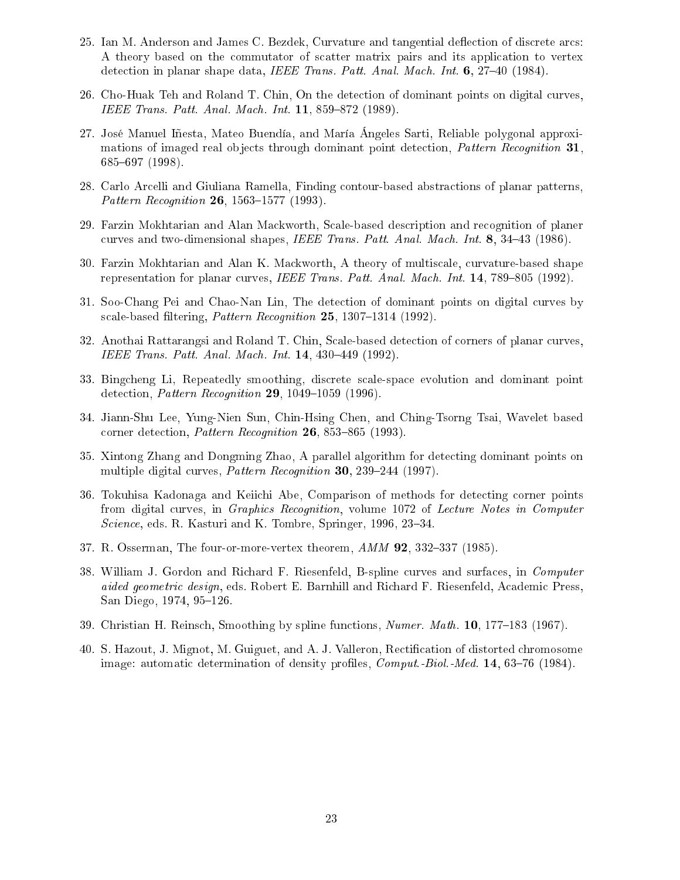25. Ian M. Anderson and James C. Bezdek, Curvature and tangential deflection of discrete arcs: A theory based on the commutator of scatter matrix pairs and its application to vertex detection in planar shape data, *IEEE Trans. Patt. Anal. Mach. Int.* **6**, 27–40 (1984).

26. Cho-Huak Teh and Roland T. Chin, On the detection of dominant points on digital curves, *IEEE Trans. Patt. Anal. Mach. Int.* **11**, 859–872 (1989).

27. José Manuel Iñesta, Mateo Buendía, and María Ángeles Sarti, Reliable polygonal approximations of imaged real objects through dominant point detection, *Pattern Recognition* **31**, 685–697 (1998).

28. Carlo Arcelli and Giuliana Ramella, Finding contour-based abstractions of planar patterns, *Pattern Recognition* **26**, 1563–1577 (1993).

29. Farzin Mokhtarian and Alan Mackworth, Scale-based description and recognition of planer curves and two-dimensional shapes, *IEEE Trans. Patt. Anal. Mach. Int.* **8**, 34–43 (1986).

30. Farzin Mokhtarian and Alan K. Mackworth, A theory of multiscale, curvature-based shape representation for planar curves, *IEEE Trans. Patt. Anal. Mach. Int.* **14**, 789–805 (1992).

31. Soo-Chang Pei and Chao-Nan Lin, The detection of dominant points on digital curves by scale-based filtering, *Pattern Recognition* **25**, 1307–1314 (1992).

32. Anothai Rattarangsi and Roland T. Chin, Scale-based detection of corners of planar curves, *IEEE Trans. Patt. Anal. Mach. Int.* **14**, 430–449 (1992).

33. Bingcheng Li, Repeatedly smoothing, discrete scale-space evolution and dominant point detection, *Pattern Recognition* **29**, 1049–1059 (1996).

34. Jiann-Shu Lee, Yung-Nien Sun, Chin-Hsing Chen, and Ching-Tsorng Tsai, Wavelet based corner detection, *Pattern Recognition* **26**, 853–865 (1993).

35. Xintong Zhang and Dongming Zhao, A parallel algorithm for detecting dominant points on multiple digital curves, *Pattern Recognition* **30**, 239–244 (1997).

36. Tokuhisa Kadonaga and Keiichi Abe, Comparison of methods for detecting corner points from digital curves, in *Graphics Recognition*, volume 1072 of *Lecture Notes in Computer Science*, eds. R. Kasturi and K. Tombre, Springer, 1996, 23–34.

37. R. Osserman, The four-or-more-vertex theorem, *AMM* **92**, 332–337 (1985).

38. William J. Gordon and Richard F. Riesenfeld, B-spline curves and surfaces, in *Computer aided geometric design*, eds. Robert E. Barnhill and Richard F. Riesenfeld, Academic Press, San Diego, 1974, 95–126.

39. Christian H. Reinsch, Smoothing by spline functions, *Numer. Math.* **10**, 177–183 (1967).

40. S. Hazout, J. Mignot, M. Guiguet, and A. J. Valleron, Rectification of distorted chromosome image: automatic determination of density profiles, *Comput.-Biol.-Med.* **14**, 63–76 (1984).